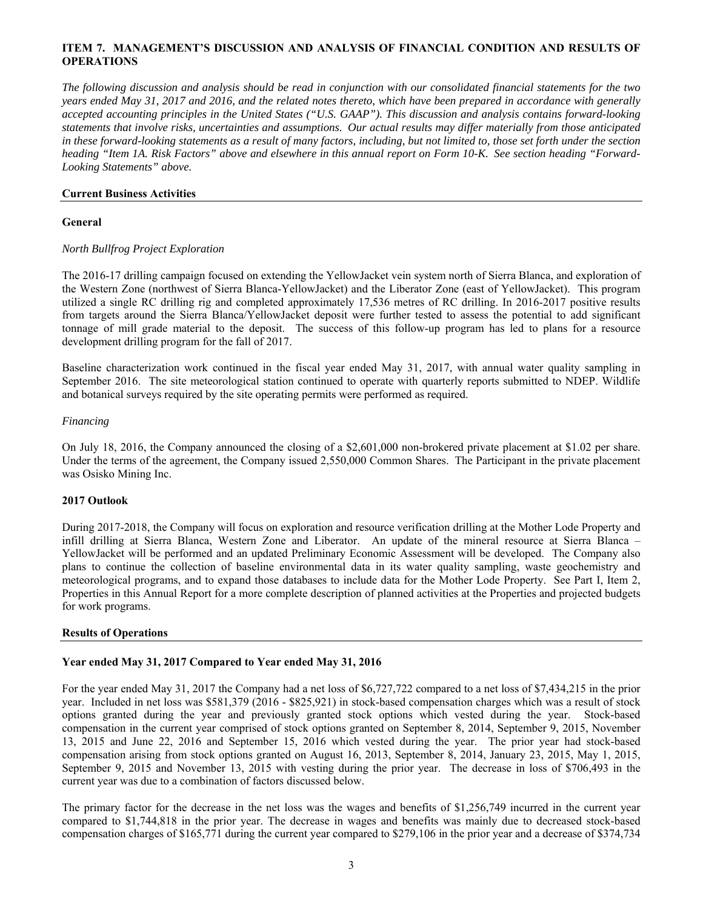## ITEM 7. MANAGEMENT'S DISCUSSION AND ANALYSIS OF FINANCIAL CONDITION AND RESULTS OF OPERATIONS

*The following discussion and analysis should be read in conjunction with our consolidated financial statements for the two years ended May 31, 2017 and 2016, and the related notes thereto, which have been prepared in accordance with generally accepted accounting principles in the United States ("U.S. GAAP"). This discussion and analysis contains forward-looking statements that involve risks, uncertainties and assumptions. Our actual results may differ materially from those anticipated in these forward-looking statements as a result of many factors, including, but not limited to, those set forth under the section heading "Item 1A. Risk Factors" above and elsewhere in this annual report on Form 10-K. See section heading "Forward-Looking Statements" above.*

### Current Business Activities

#### General

*North Bullfrog Project Exploration*

The 2016-17 drilling campaign focused on extending the YellowJacket vein system north of Sierra Blanca, and exploration of the Western Zone (northwest of Sierra Blanca-YellowJacket) and the Liberator Zone (east of YellowJacket). This program utilized a single RC drilling rig and completed approximately 17,536 metres of RC drilling. In 2016-2017 positive results from targets around the Sierra Blanca/YellowJacket deposit were further tested to assess the potential to add significant tonnage of mill grade material to the deposit. The success of this follow-up program has led to plans for a resource development drilling program for the fall of 2017.

Baseline characterization work continued in the fiscal year ended May 31, 2017, with annual water quality sampling in September 2016. The site meteorological station continued to operate with quarterly reports submitted to NDEP. Wildlife and botanical surveys required by the site operating permits were performed as required.

*Financing*

On July 18, 2016, the Company announced the closing of a $2,601,000 non-brokered private placement at $1.02 per share. Under the terms of the agreement, the Company issued 2,550,000 Common Shares. The Participant in the private placement was Osisko Mining Inc.

#### 2017 Outlook

During 2017-2018, the Company will focus on exploration and resource verification drilling at the Mother Lode Property and infill drilling at Sierra Blanca, Western Zone and Liberator. An update of the mineral resource at Sierra Blanca – YellowJacket will be performed and an updated Preliminary Economic Assessment will be developed. The Company also plans to continue the collection of baseline environmental data in its water quality sampling, waste geochemistry and meteorological programs, and to expand those databases to include data for the Mother Lode Property. See Part I, Item 2, Properties in this Annual Report for a more complete description of planned activities at the Properties and projected budgets for work programs.

### Results of Operations

#### Year ended May 31, 2017 Compared to Year ended May 31, 2016

For the year ended May 31, 2017 the Company had a net loss of $6,727,722 compared to a net loss of $7,434,215 in the prior year. Included in net loss was $581,379 (2016 - $825,921) in stock-based compensation charges which was a result of stock options granted during the year and previously granted stock options which vested during the year. Stock-based compensation in the current year comprised of stock options granted on September 8, 2014, September 9, 2015, November 13, 2015 and June 22, 2016 and September 15, 2016 which vested during the year. The prior year had stock-based compensation arising from stock options granted on August 16, 2013, September 8, 2014, January 23, 2015, May 1, 2015, September 9, 2015 and November 13, 2015 with vesting during the prior year. The decrease in loss of $706,493 in the current year was due to a combination of factors discussed below.

The primary factor for the decrease in the net loss was the wages and benefits of $1,256,749 incurred in the current year compared to $1,744,818 in the prior year. The decrease in wages and benefits was mainly due to decreased stock-based compensation charges of $165,771 during the current year compared to $279,106 in the prior year and a decrease of $374,734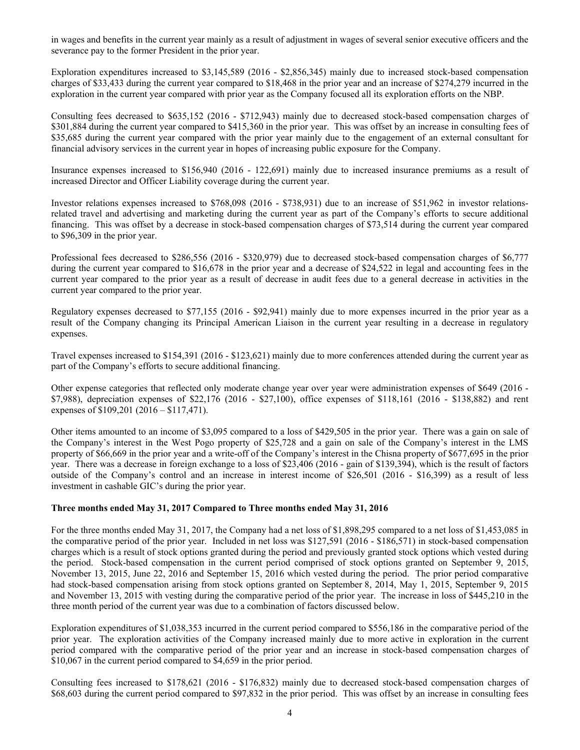in wages and benefits in the current year mainly as a result of adjustment in wages of several senior executive officers and the severance pay to the former President in the prior year.

Exploration expenditures increased to $3,145,589 (2016 - $2,856,345) mainly due to increased stock-based compensation charges of $33,433 during the current year compared to $18,468 in the prior year and an increase of $274,279 incurred in the exploration in the current year compared with prior year as the Company focused all its exploration efforts on the NBP.

Consulting fees decreased to $635,152 (2016 - $712,943) mainly due to decreased stock-based compensation charges of $301,884 during the current year compared to $415,360 in the prior year. This was offset by an increase in consulting fees of $35,685 during the current year compared with the prior year mainly due to the engagement of an external consultant for financial advisory services in the current year in hopes of increasing public exposure for the Company.

Insurance expenses increased to $156,940 (2016 - 122,691) mainly due to increased insurance premiums as a result of increased Director and Officer Liability coverage during the current year.

Investor relations expenses increased to $768,098 (2016 - $738,931) due to an increase of $51,962 in investor relations-related travel and advertising and marketing during the current year as part of the Company's efforts to secure additional financing. This was offset by a decrease in stock-based compensation charges of $73,514 during the current year compared to $96,309 in the prior year.

Professional fees decreased to $286,556 (2016 - $320,979) due to decreased stock-based compensation charges of $6,777 during the current year compared to $16,678 in the prior year and a decrease of $24,522 in legal and accounting fees in the current year compared to the prior year as a result of decrease in audit fees due to a general decrease in activities in the current year compared to the prior year.

Regulatory expenses decreased to $77,155 (2016 - $92,941) mainly due to more expenses incurred in the prior year as a result of the Company changing its Principal American Liaison in the current year resulting in a decrease in regulatory expenses.

Travel expenses increased to $154,391 (2016 - $123,621) mainly due to more conferences attended during the current year as part of the Company's efforts to secure additional financing.

Other expense categories that reflected only moderate change year over year were administration expenses of $649 (2016 - $7,988), depreciation expenses of $22,176 (2016 - $27,100), office expenses of $118,161 (2016 - $138,882) and rent expenses of $109,201 (2016 – $117,471).

Other items amounted to an income of $3,095 compared to a loss of $429,505 in the prior year. There was a gain on sale of the Company's interest in the West Pogo property of $25,728 and a gain on sale of the Company's interest in the LMS property of $66,669 in the prior year and a write-off of the Company's interest in the Chisna property of $677,695 in the prior year. There was a decrease in foreign exchange to a loss of $23,406 (2016 - gain of $139,394), which is the result of factors outside of the Company's control and an increase in interest income of $26,501 (2016 - $16,399) as a result of less investment in cashable GIC's during the prior year.

**Three months ended May 31, 2017 Compared to Three months ended May 31, 2016**

For the three months ended May 31, 2017, the Company had a net loss of $1,898,295 compared to a net loss of $1,453,085 in the comparative period of the prior year. Included in net loss was $127,591 (2016 - $186,571) in stock-based compensation charges which is a result of stock options granted during the period and previously granted stock options which vested during the period. Stock-based compensation in the current period comprised of stock options granted on September 9, 2015, November 13, 2015, June 22, 2016 and September 15, 2016 which vested during the period. The prior period comparative had stock-based compensation arising from stock options granted on September 8, 2014, May 1, 2015, September 9, 2015 and November 13, 2015 with vesting during the comparative period of the prior year. The increase in loss of $445,210 in the three month period of the current year was due to a combination of factors discussed below.

Exploration expenditures of $1,038,353 incurred in the current period compared to $556,186 in the comparative period of the prior year. The exploration activities of the Company increased mainly due to more active in exploration in the current period compared with the comparative period of the prior year and an increase in stock-based compensation charges of $10,067 in the current period compared to $4,659 in the prior period.

Consulting fees increased to $178,621 (2016 - $176,832) mainly due to decreased stock-based compensation charges of $68,603 during the current period compared to $97,832 in the prior period. This was offset by an increase in consulting fees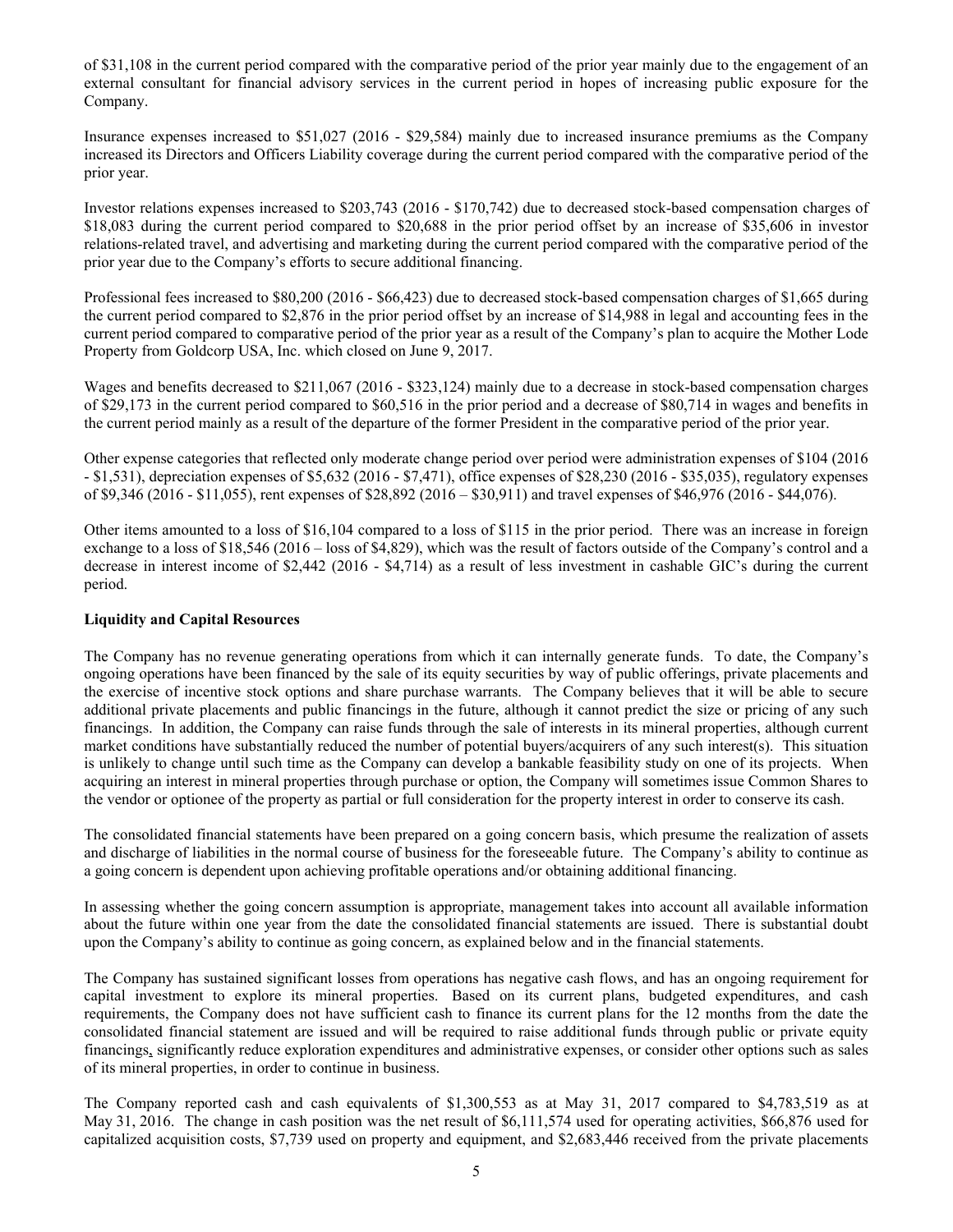of $31,108 in the current period compared with the comparative period of the prior year mainly due to the engagement of an external consultant for financial advisory services in the current period in hopes of increasing public exposure for the Company.

Insurance expenses increased to $51,027 (2016 - $29,584) mainly due to increased insurance premiums as the Company increased its Directors and Officers Liability coverage during the current period compared with the comparative period of the prior year.

Investor relations expenses increased to $203,743 (2016 - $170,742) due to decreased stock-based compensation charges of $18,083 during the current period compared to $20,688 in the prior period offset by an increase of $35,606 in investor relations-related travel, and advertising and marketing during the current period compared with the comparative period of the prior year due to the Company's efforts to secure additional financing.

Professional fees increased to $80,200 (2016 - $66,423) due to decreased stock-based compensation charges of $1,665 during the current period compared to $2,876 in the prior period offset by an increase of $14,988 in legal and accounting fees in the current period compared to comparative period of the prior year as a result of the Company's plan to acquire the Mother Lode Property from Goldcorp USA, Inc. which closed on June 9, 2017.

Wages and benefits decreased to $211,067 (2016 - $323,124) mainly due to a decrease in stock-based compensation charges of $29,173 in the current period compared to $60,516 in the prior period and a decrease of $80,714 in wages and benefits in the current period mainly as a result of the departure of the former President in the comparative period of the prior year.

Other expense categories that reflected only moderate change period over period were administration expenses of $104 (2016 - $1,531), depreciation expenses of $5,632 (2016 - $7,471), office expenses of $28,230 (2016 - $35,035), regulatory expenses of $9,346 (2016 - $11,055), rent expenses of $28,892 (2016 – $30,911) and travel expenses of $46,976 (2016 - $44,076).

Other items amounted to a loss of $16,104 compared to a loss of $115 in the prior period. There was an increase in foreign exchange to a loss of $18,546 (2016 – loss of $4,829), which was the result of factors outside of the Company's control and a decrease in interest income of $2,442 (2016 - $4,714) as a result of less investment in cashable GIC's during the current period.

**Liquidity and Capital Resources**

The Company has no revenue generating operations from which it can internally generate funds. To date, the Company's ongoing operations have been financed by the sale of its equity securities by way of public offerings, private placements and the exercise of incentive stock options and share purchase warrants. The Company believes that it will be able to secure additional private placements and public financings in the future, although it cannot predict the size or pricing of any such financings. In addition, the Company can raise funds through the sale of interests in its mineral properties, although current market conditions have substantially reduced the number of potential buyers/acquirers of any such interest(s). This situation is unlikely to change until such time as the Company can develop a bankable feasibility study on one of its projects. When acquiring an interest in mineral properties through purchase or option, the Company will sometimes issue Common Shares to the vendor or optionee of the property as partial or full consideration for the property interest in order to conserve its cash.

The consolidated financial statements have been prepared on a going concern basis, which presume the realization of assets and discharge of liabilities in the normal course of business for the foreseeable future. The Company's ability to continue as a going concern is dependent upon achieving profitable operations and/or obtaining additional financing.

In assessing whether the going concern assumption is appropriate, management takes into account all available information about the future within one year from the date the consolidated financial statements are issued. There is substantial doubt upon the Company's ability to continue as going concern, as explained below and in the financial statements.

The Company has sustained significant losses from operations has negative cash flows, and has an ongoing requirement for capital investment to explore its mineral properties. Based on its current plans, budgeted expenditures, and cash requirements, the Company does not have sufficient cash to finance its current plans for the 12 months from the date the consolidated financial statement are issued and will be required to raise additional funds through public or private equity financings, significantly reduce exploration expenditures and administrative expenses, or consider other options such as sales of its mineral properties, in order to continue in business.

The Company reported cash and cash equivalents of $1,300,553 as at May 31, 2017 compared to $4,783,519 as at May 31, 2016. The change in cash position was the net result of $6,111,574 used for operating activities, $66,876 used for capitalized acquisition costs, $7,739 used on property and equipment, and $2,683,446 received from the private placements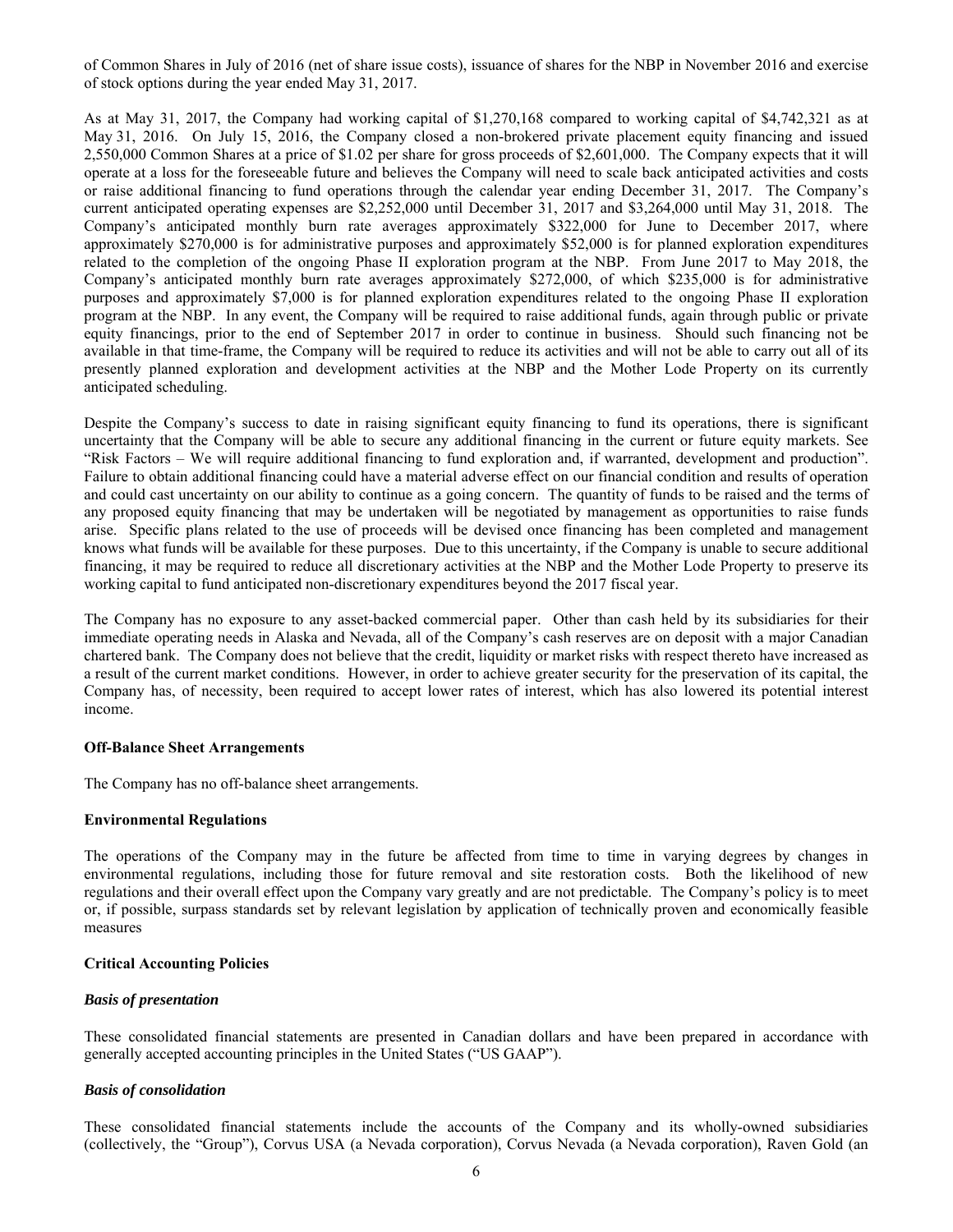of Common Shares in July of 2016 (net of share issue costs), issuance of shares for the NBP in November 2016 and exercise of stock options during the year ended May 31, 2017.

As at May 31, 2017, the Company had working capital of $1,270,168 compared to working capital of $4,742,321 as at May 31, 2016. On July 15, 2016, the Company closed a non-brokered private placement equity financing and issued 2,550,000 Common Shares at a price of $1.02 per share for gross proceeds of $2,601,000. The Company expects that it will operate at a loss for the foreseeable future and believes the Company will need to scale back anticipated activities and costs or raise additional financing to fund operations through the calendar year ending December 31, 2017. The Company's current anticipated operating expenses are $2,252,000 until December 31, 2017 and $3,264,000 until May 31, 2018. The Company's anticipated monthly burn rate averages approximately $322,000 for June to December 2017, where approximately $270,000 is for administrative purposes and approximately $52,000 is for planned exploration expenditures related to the completion of the ongoing Phase II exploration program at the NBP. From June 2017 to May 2018, the Company's anticipated monthly burn rate averages approximately $272,000, of which $235,000 is for administrative purposes and approximately $7,000 is for planned exploration expenditures related to the ongoing Phase II exploration program at the NBP. In any event, the Company will be required to raise additional funds, again through public or private equity financings, prior to the end of September 2017 in order to continue in business. Should such financing not be available in that time-frame, the Company will be required to reduce its activities and will not be able to carry out all of its presently planned exploration and development activities at the NBP and the Mother Lode Property on its currently anticipated scheduling.

Despite the Company's success to date in raising significant equity financing to fund its operations, there is significant uncertainty that the Company will be able to secure any additional financing in the current or future equity markets. See "Risk Factors – We will require additional financing to fund exploration and, if warranted, development and production". Failure to obtain additional financing could have a material adverse effect on our financial condition and results of operation and could cast uncertainty on our ability to continue as a going concern. The quantity of funds to be raised and the terms of any proposed equity financing that may be undertaken will be negotiated by management as opportunities to raise funds arise. Specific plans related to the use of proceeds will be devised once financing has been completed and management knows what funds will be available for these purposes. Due to this uncertainty, if the Company is unable to secure additional financing, it may be required to reduce all discretionary activities at the NBP and the Mother Lode Property to preserve its working capital to fund anticipated non-discretionary expenditures beyond the 2017 fiscal year.

The Company has no exposure to any asset-backed commercial paper. Other than cash held by its subsidiaries for their immediate operating needs in Alaska and Nevada, all of the Company's cash reserves are on deposit with a major Canadian chartered bank. The Company does not believe that the credit, liquidity or market risks with respect thereto have increased as a result of the current market conditions. However, in order to achieve greater security for the preservation of its capital, the Company has, of necessity, been required to accept lower rates of interest, which has also lowered its potential interest income.

**Off-Balance Sheet Arrangements**

The Company has no off-balance sheet arrangements.

**Environmental Regulations**

The operations of the Company may in the future be affected from time to time in varying degrees by changes in environmental regulations, including those for future removal and site restoration costs. Both the likelihood of new regulations and their overall effect upon the Company vary greatly and are not predictable. The Company's policy is to meet or, if possible, surpass standards set by relevant legislation by application of technically proven and economically feasible measures

**Critical Accounting Policies**

***Basis of presentation***

These consolidated financial statements are presented in Canadian dollars and have been prepared in accordance with generally accepted accounting principles in the United States ("US GAAP").

***Basis of consolidation***

These consolidated financial statements include the accounts of the Company and its wholly-owned subsidiaries (collectively, the "Group"), Corvus USA (a Nevada corporation), Corvus Nevada (a Nevada corporation), Raven Gold (an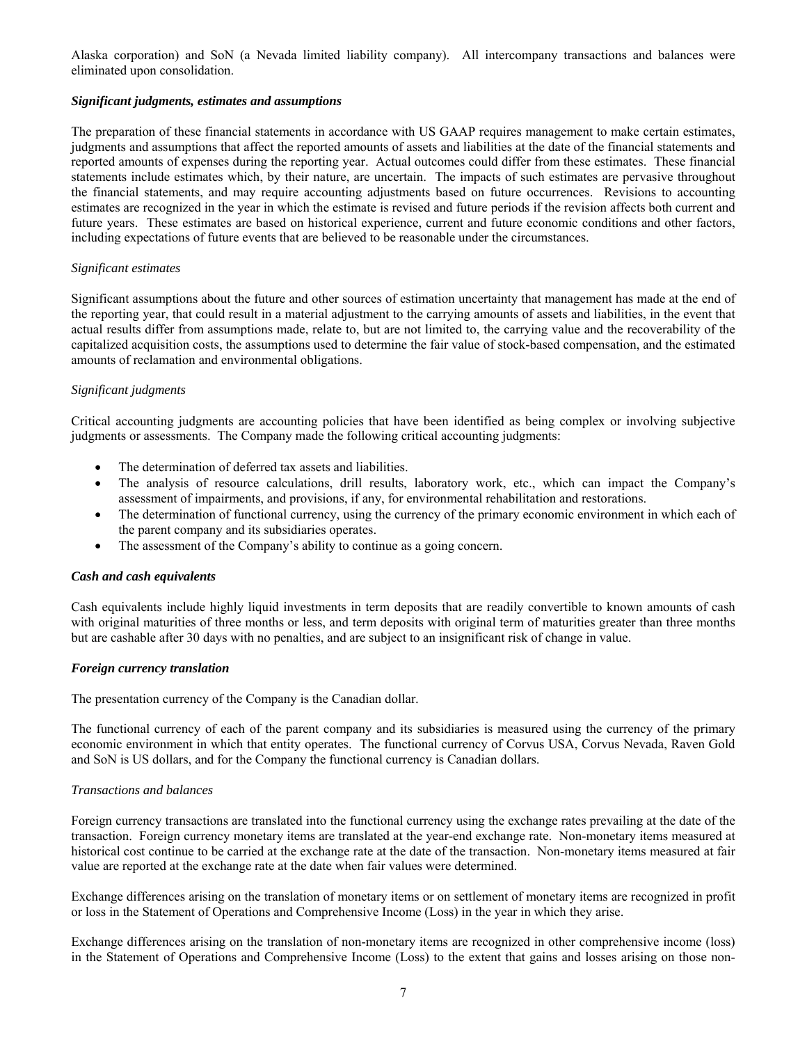Alaska corporation) and SoN (a Nevada limited liability company). All intercompany transactions and balances were eliminated upon consolidation.

***Significant judgments, estimates and assumptions***

The preparation of these financial statements in accordance with US GAAP requires management to make certain estimates, judgments and assumptions that affect the reported amounts of assets and liabilities at the date of the financial statements and reported amounts of expenses during the reporting year. Actual outcomes could differ from these estimates. These financial statements include estimates which, by their nature, are uncertain. The impacts of such estimates are pervasive throughout the financial statements, and may require accounting adjustments based on future occurrences. Revisions to accounting estimates are recognized in the year in which the estimate is revised and future periods if the revision affects both current and future years. These estimates are based on historical experience, current and future economic conditions and other factors, including expectations of future events that are believed to be reasonable under the circumstances.

*Significant estimates*

Significant assumptions about the future and other sources of estimation uncertainty that management has made at the end of the reporting year, that could result in a material adjustment to the carrying amounts of assets and liabilities, in the event that actual results differ from assumptions made, relate to, but are not limited to, the carrying value and the recoverability of the capitalized acquisition costs, the assumptions used to determine the fair value of stock-based compensation, and the estimated amounts of reclamation and environmental obligations.

*Significant judgments*

Critical accounting judgments are accounting policies that have been identified as being complex or involving subjective judgments or assessments. The Company made the following critical accounting judgments:

- The determination of deferred tax assets and liabilities.
- The analysis of resource calculations, drill results, laboratory work, etc., which can impact the Company's assessment of impairments, and provisions, if any, for environmental rehabilitation and restorations.
- The determination of functional currency, using the currency of the primary economic environment in which each of the parent company and its subsidiaries operates.
- The assessment of the Company's ability to continue as a going concern.

***Cash and cash equivalents***

Cash equivalents include highly liquid investments in term deposits that are readily convertible to known amounts of cash with original maturities of three months or less, and term deposits with original term of maturities greater than three months but are cashable after 30 days with no penalties, and are subject to an insignificant risk of change in value.

***Foreign currency translation***

The presentation currency of the Company is the Canadian dollar.

The functional currency of each of the parent company and its subsidiaries is measured using the currency of the primary economic environment in which that entity operates. The functional currency of Corvus USA, Corvus Nevada, Raven Gold and SoN is US dollars, and for the Company the functional currency is Canadian dollars.

*Transactions and balances*

Foreign currency transactions are translated into the functional currency using the exchange rates prevailing at the date of the transaction. Foreign currency monetary items are translated at the year-end exchange rate. Non-monetary items measured at historical cost continue to be carried at the exchange rate at the date of the transaction. Non-monetary items measured at fair value are reported at the exchange rate at the date when fair values were determined.

Exchange differences arising on the translation of monetary items or on settlement of monetary items are recognized in profit or loss in the Statement of Operations and Comprehensive Income (Loss) in the year in which they arise.

Exchange differences arising on the translation of non-monetary items are recognized in other comprehensive income (loss) in the Statement of Operations and Comprehensive Income (Loss) to the extent that gains and losses arising on those non-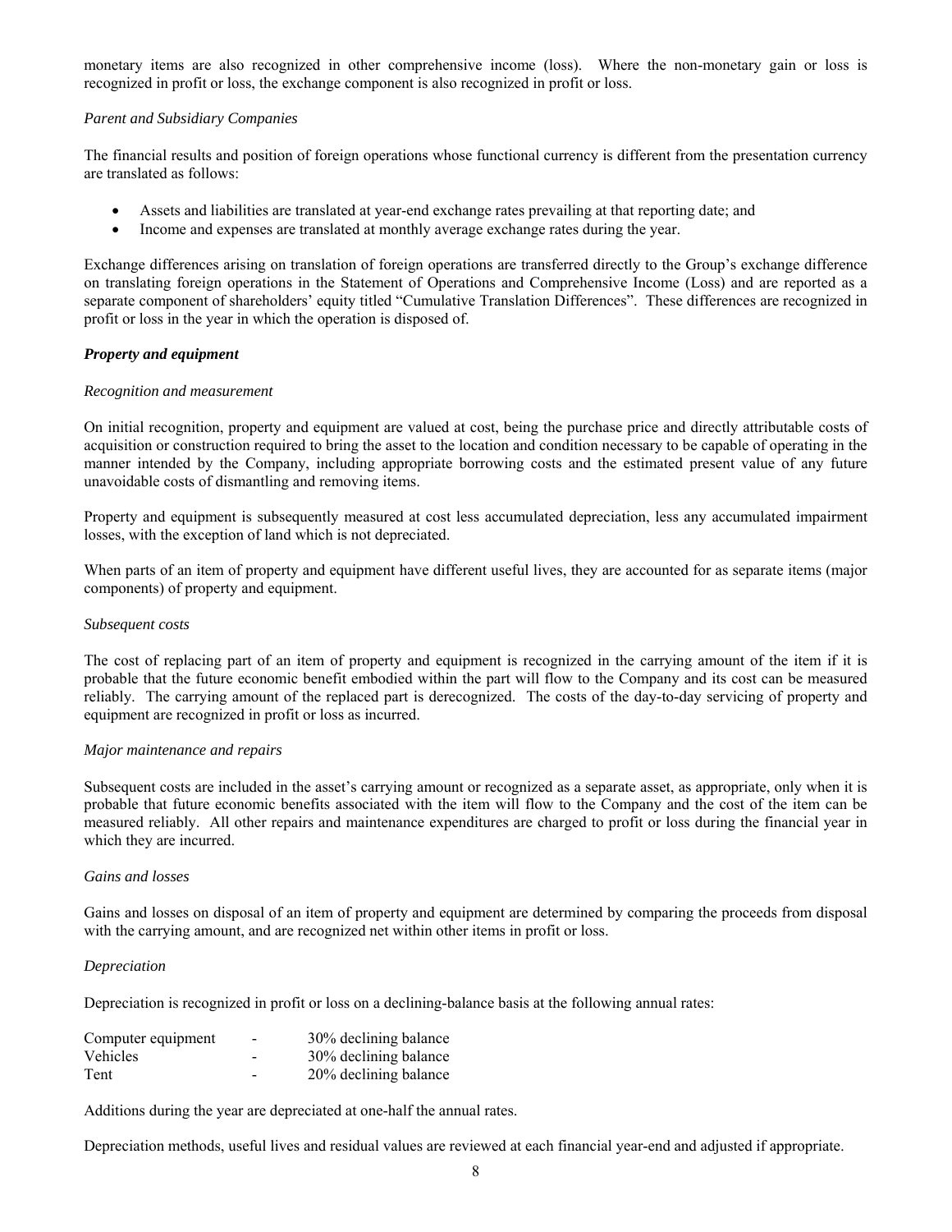monetary items are also recognized in other comprehensive income (loss). Where the non-monetary gain or loss is recognized in profit or loss, the exchange component is also recognized in profit or loss.

*Parent and Subsidiary Companies*

The financial results and position of foreign operations whose functional currency is different from the presentation currency are translated as follows:

- Assets and liabilities are translated at year-end exchange rates prevailing at that reporting date; and
- Income and expenses are translated at monthly average exchange rates during the year.

Exchange differences arising on translation of foreign operations are transferred directly to the Group's exchange difference on translating foreign operations in the Statement of Operations and Comprehensive Income (Loss) and are reported as a separate component of shareholders' equity titled "Cumulative Translation Differences". These differences are recognized in profit or loss in the year in which the operation is disposed of.

***Property and equipment***

*Recognition and measurement*

On initial recognition, property and equipment are valued at cost, being the purchase price and directly attributable costs of acquisition or construction required to bring the asset to the location and condition necessary to be capable of operating in the manner intended by the Company, including appropriate borrowing costs and the estimated present value of any future unavoidable costs of dismantling and removing items.

Property and equipment is subsequently measured at cost less accumulated depreciation, less any accumulated impairment losses, with the exception of land which is not depreciated.

When parts of an item of property and equipment have different useful lives, they are accounted for as separate items (major components) of property and equipment.

*Subsequent costs*

The cost of replacing part of an item of property and equipment is recognized in the carrying amount of the item if it is probable that the future economic benefit embodied within the part will flow to the Company and its cost can be measured reliably. The carrying amount of the replaced part is derecognized. The costs of the day-to-day servicing of property and equipment are recognized in profit or loss as incurred.

*Major maintenance and repairs*

Subsequent costs are included in the asset's carrying amount or recognized as a separate asset, as appropriate, only when it is probable that future economic benefits associated with the item will flow to the Company and the cost of the item can be measured reliably. All other repairs and maintenance expenditures are charged to profit or loss during the financial year in which they are incurred.

*Gains and losses*

Gains and losses on disposal of an item of property and equipment are determined by comparing the proceeds from disposal with the carrying amount, and are recognized net within other items in profit or loss.

*Depreciation*

Depreciation is recognized in profit or loss on a declining-balance basis at the following annual rates:

| | | |
|---|---|---|
| Computer equipment | - | 30% declining balance |
| Vehicles | - | 30% declining balance |
| Tent | - | 20% declining balance |

Additions during the year are depreciated at one-half the annual rates.

Depreciation methods, useful lives and residual values are reviewed at each financial year-end and adjusted if appropriate.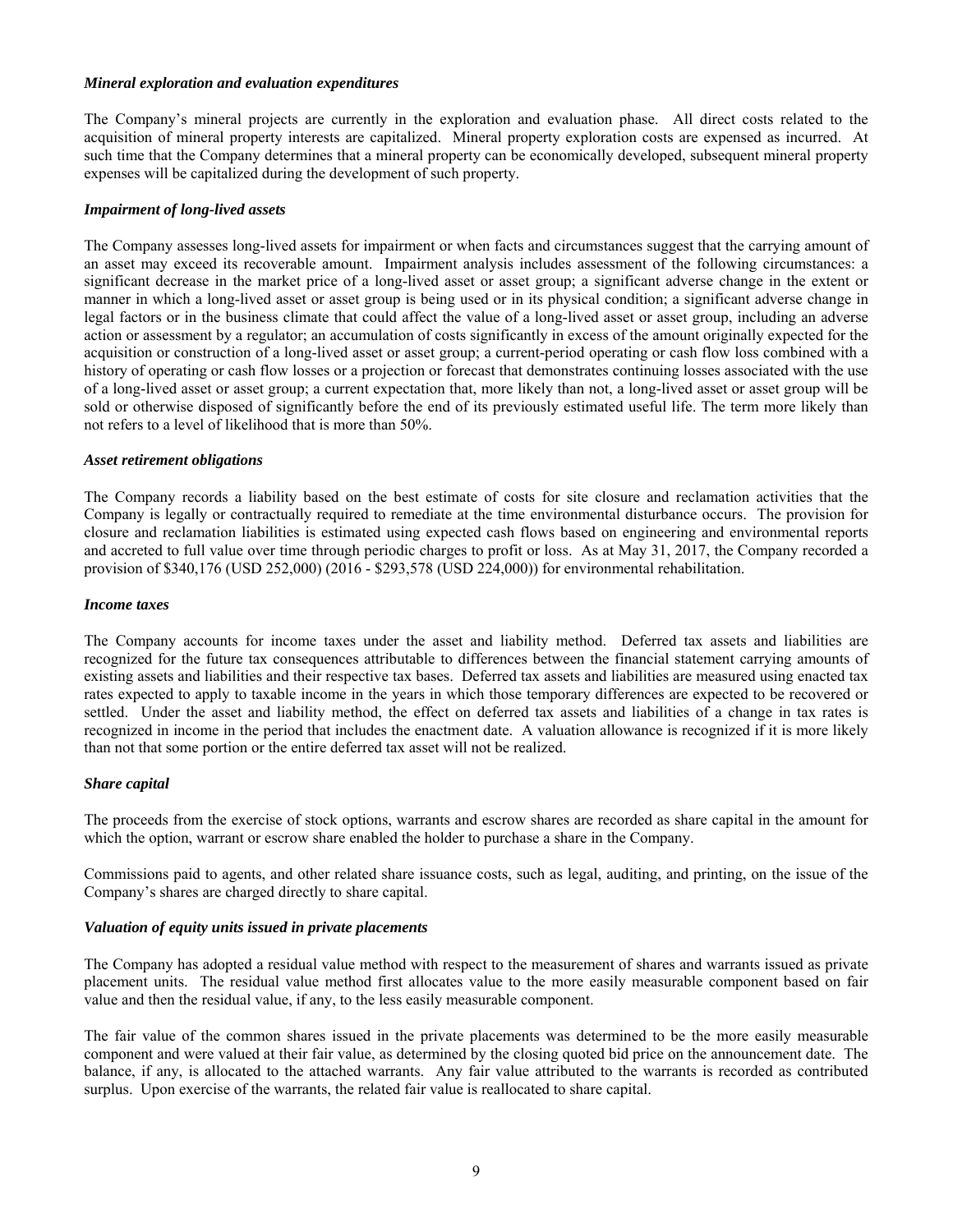***Mineral exploration and evaluation expenditures***

The Company's mineral projects are currently in the exploration and evaluation phase. All direct costs related to the acquisition of mineral property interests are capitalized. Mineral property exploration costs are expensed as incurred. At such time that the Company determines that a mineral property can be economically developed, subsequent mineral property expenses will be capitalized during the development of such property.

***Impairment of long-lived assets***

The Company assesses long-lived assets for impairment or when facts and circumstances suggest that the carrying amount of an asset may exceed its recoverable amount. Impairment analysis includes assessment of the following circumstances: a significant decrease in the market price of a long-lived asset or asset group; a significant adverse change in the extent or manner in which a long-lived asset or asset group is being used or in its physical condition; a significant adverse change in legal factors or in the business climate that could affect the value of a long-lived asset or asset group, including an adverse action or assessment by a regulator; an accumulation of costs significantly in excess of the amount originally expected for the acquisition or construction of a long-lived asset or asset group; a current-period operating or cash flow loss combined with a history of operating or cash flow losses or a projection or forecast that demonstrates continuing losses associated with the use of a long-lived asset or asset group; a current expectation that, more likely than not, a long-lived asset or asset group will be sold or otherwise disposed of significantly before the end of its previously estimated useful life. The term more likely than not refers to a level of likelihood that is more than 50%.

***Asset retirement obligations***

The Company records a liability based on the best estimate of costs for site closure and reclamation activities that the Company is legally or contractually required to remediate at the time environmental disturbance occurs. The provision for closure and reclamation liabilities is estimated using expected cash flows based on engineering and environmental reports and accreted to full value over time through periodic charges to profit or loss. As at May 31, 2017, the Company recorded a provision of $340,176 (USD 252,000) (2016 - $293,578 (USD 224,000)) for environmental rehabilitation.

***Income taxes***

The Company accounts for income taxes under the asset and liability method. Deferred tax assets and liabilities are recognized for the future tax consequences attributable to differences between the financial statement carrying amounts of existing assets and liabilities and their respective tax bases. Deferred tax assets and liabilities are measured using enacted tax rates expected to apply to taxable income in the years in which those temporary differences are expected to be recovered or settled. Under the asset and liability method, the effect on deferred tax assets and liabilities of a change in tax rates is recognized in income in the period that includes the enactment date. A valuation allowance is recognized if it is more likely than not that some portion or the entire deferred tax asset will not be realized.

***Share capital***

The proceeds from the exercise of stock options, warrants and escrow shares are recorded as share capital in the amount for which the option, warrant or escrow share enabled the holder to purchase a share in the Company.

Commissions paid to agents, and other related share issuance costs, such as legal, auditing, and printing, on the issue of the Company's shares are charged directly to share capital.

***Valuation of equity units issued in private placements***

The Company has adopted a residual value method with respect to the measurement of shares and warrants issued as private placement units. The residual value method first allocates value to the more easily measurable component based on fair value and then the residual value, if any, to the less easily measurable component.

The fair value of the common shares issued in the private placements was determined to be the more easily measurable component and were valued at their fair value, as determined by the closing quoted bid price on the announcement date. The balance, if any, is allocated to the attached warrants. Any fair value attributed to the warrants is recorded as contributed surplus. Upon exercise of the warrants, the related fair value is reallocated to share capital.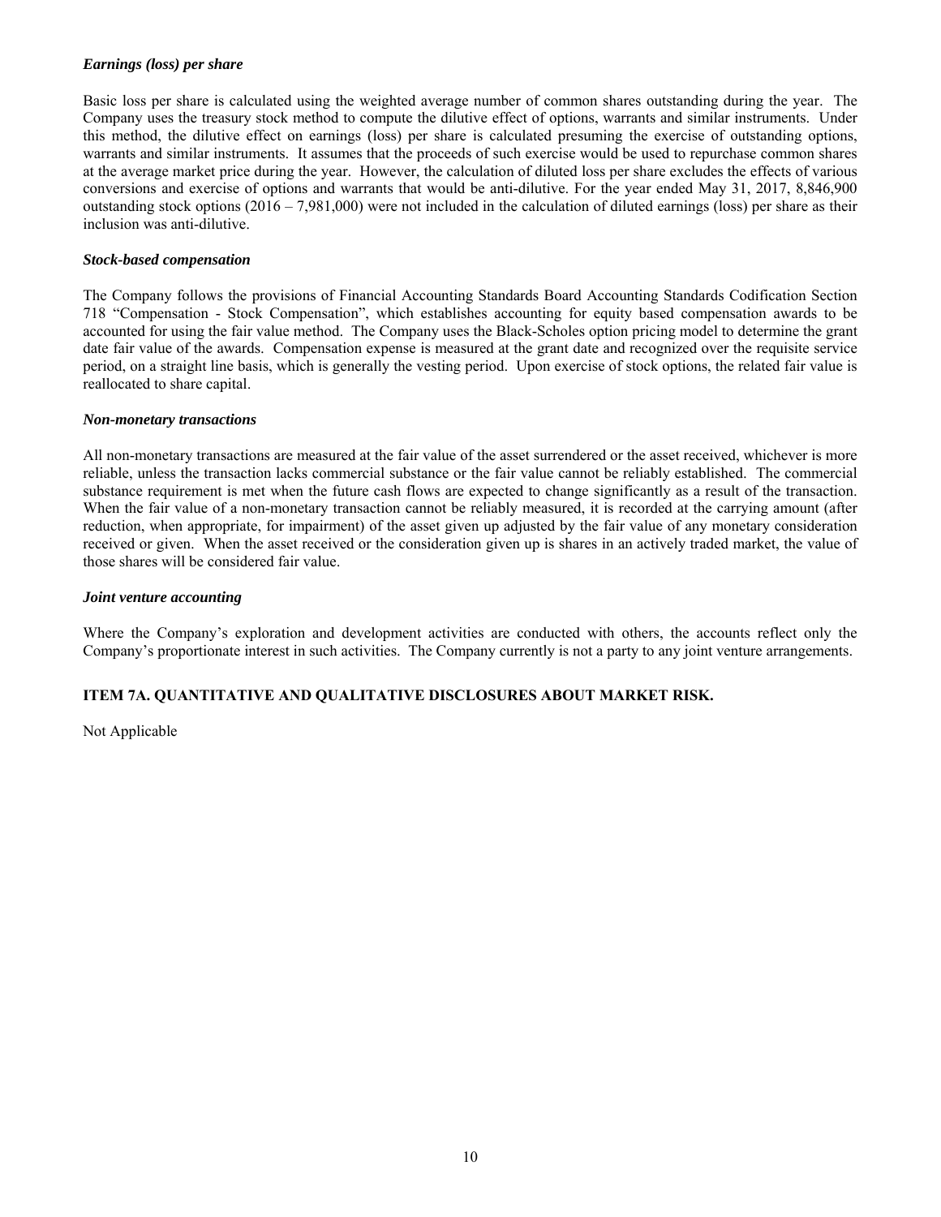***Earnings (loss) per share***

Basic loss per share is calculated using the weighted average number of common shares outstanding during the year. The Company uses the treasury stock method to compute the dilutive effect of options, warrants and similar instruments. Under this method, the dilutive effect on earnings (loss) per share is calculated presuming the exercise of outstanding options, warrants and similar instruments. It assumes that the proceeds of such exercise would be used to repurchase common shares at the average market price during the year. However, the calculation of diluted loss per share excludes the effects of various conversions and exercise of options and warrants that would be anti-dilutive. For the year ended May 31, 2017, 8,846,900 outstanding stock options (2016 – 7,981,000) were not included in the calculation of diluted earnings (loss) per share as their inclusion was anti-dilutive.

***Stock-based compensation***

The Company follows the provisions of Financial Accounting Standards Board Accounting Standards Codification Section 718 "Compensation - Stock Compensation", which establishes accounting for equity based compensation awards to be accounted for using the fair value method. The Company uses the Black-Scholes option pricing model to determine the grant date fair value of the awards. Compensation expense is measured at the grant date and recognized over the requisite service period, on a straight line basis, which is generally the vesting period. Upon exercise of stock options, the related fair value is reallocated to share capital.

***Non-monetary transactions***

All non-monetary transactions are measured at the fair value of the asset surrendered or the asset received, whichever is more reliable, unless the transaction lacks commercial substance or the fair value cannot be reliably established. The commercial substance requirement is met when the future cash flows are expected to change significantly as a result of the transaction. When the fair value of a non-monetary transaction cannot be reliably measured, it is recorded at the carrying amount (after reduction, when appropriate, for impairment) of the asset given up adjusted by the fair value of any monetary consideration received or given. When the asset received or the consideration given up is shares in an actively traded market, the value of those shares will be considered fair value.

***Joint venture accounting***

Where the Company's exploration and development activities are conducted with others, the accounts reflect only the Company's proportionate interest in such activities. The Company currently is not a party to any joint venture arrangements.

## ITEM 7A. QUANTITATIVE AND QUALITATIVE DISCLOSURES ABOUT MARKET RISK.

Not Applicable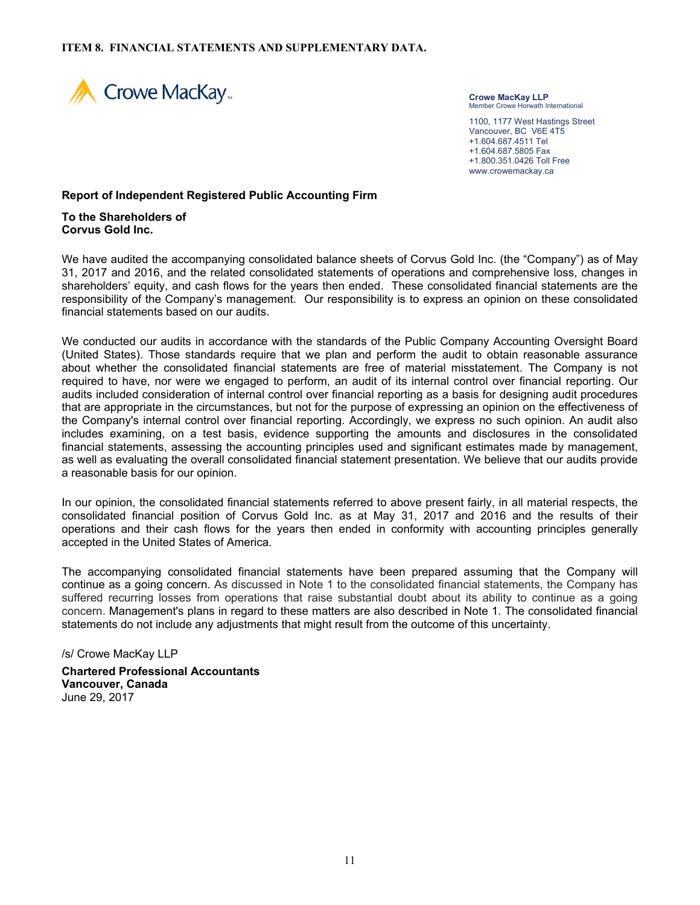**ITEM 8. FINANCIAL STATEMENTS AND SUPPLEMENTARY DATA.**

Crowe MacKay

**Crowe MacKay LLP**
Member Crowe Horwath International

1100, 1177 West Hastings Street
Vancouver, BC V6E 4T5
+1.604.687.4511 Tel
+1.604.687.5805 Fax
+1.800.351.0426 Toll Free
www.crowemackay.ca

**Report of Independent Registered Public Accounting Firm**

**To the Shareholders of**
**Corvus Gold Inc.**

We have audited the accompanying consolidated balance sheets of Corvus Gold Inc. (the "Company") as of May 31, 2017 and 2016, and the related consolidated statements of operations and comprehensive loss, changes in shareholders' equity, and cash flows for the years then ended. These consolidated financial statements are the responsibility of the Company's management. Our responsibility is to express an opinion on these consolidated financial statements based on our audits.

We conducted our audits in accordance with the standards of the Public Company Accounting Oversight Board (United States). Those standards require that we plan and perform the audit to obtain reasonable assurance about whether the consolidated financial statements are free of material misstatement. The Company is not required to have, nor were we engaged to perform, an audit of its internal control over financial reporting. Our audits included consideration of internal control over financial reporting as a basis for designing audit procedures that are appropriate in the circumstances, but not for the purpose of expressing an opinion on the effectiveness of the Company's internal control over financial reporting. Accordingly, we express no such opinion. An audit also includes examining, on a test basis, evidence supporting the amounts and disclosures in the consolidated financial statements, assessing the accounting principles used and significant estimates made by management, as well as evaluating the overall consolidated financial statement presentation. We believe that our audits provide a reasonable basis for our opinion.

In our opinion, the consolidated financial statements referred to above present fairly, in all material respects, the consolidated financial position of Corvus Gold Inc. as at May 31, 2017 and 2016 and the results of their operations and their cash flows for the years then ended in conformity with accounting principles generally accepted in the United States of America.

The accompanying consolidated financial statements have been prepared assuming that the Company will continue as a going concern. As discussed in Note 1 to the consolidated financial statements, the Company has suffered recurring losses from operations that raise substantial doubt about its ability to continue as a going concern. Management's plans in regard to these matters are also described in Note 1. The consolidated financial statements do not include any adjustments that might result from the outcome of this uncertainty.

/s/ Crowe MacKay LLP

**Chartered Professional Accountants**
**Vancouver, Canada**
June 29, 2017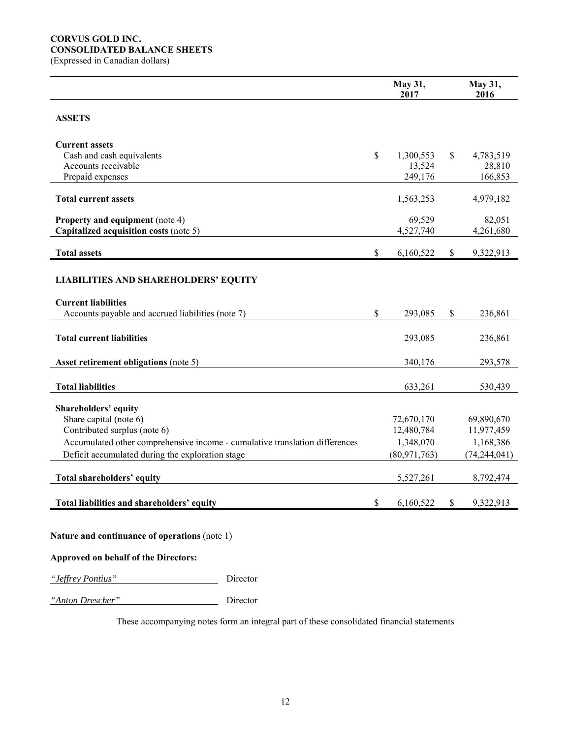**CORVUS GOLD INC.**
**CONSOLIDATED BALANCE SHEETS**
(Expressed in Canadian dollars)

| | May 31, 2017 | May 31, 2016 |
|---|---|---|
| **ASSETS** | | |
| **Current assets** | | |
| Cash and cash equivalents | $ 1,300,553 | $ 4,783,519 |
| Accounts receivable | 13,524 | 28,810 |
| Prepaid expenses | 249,176 | 166,853 |
| **Total current assets** | 1,563,253 | 4,979,182 |
| **Property and equipment** (note 4) | 69,529 | 82,051 |
| **Capitalized acquisition costs** (note 5) | 4,527,740 | 4,261,680 |
| **Total assets** | $ 6,160,522 | $ 9,322,913 |
| **LIABILITIES AND SHAREHOLDERS' EQUITY** | | |
| **Current liabilities** | | |
| Accounts payable and accrued liabilities (note 7) | $ 293,085 | $ 236,861 |
| **Total current liabilities** | 293,085 | 236,861 |
| **Asset retirement obligations** (note 5) | 340,176 | 293,578 |
| **Total liabilities** | 633,261 | 530,439 |
| **Shareholders' equity** | | |
| Share capital (note 6) | 72,670,170 | 69,890,670 |
| Contributed surplus (note 6) | 12,480,784 | 11,977,459 |
| Accumulated other comprehensive income - cumulative translation differences | 1,348,070 | 1,168,386 |
| Deficit accumulated during the exploration stage | (80,971,763) | (74,244,041) |
| **Total shareholders' equity** | 5,527,261 | 8,792,474 |
| **Total liabilities and shareholders' equity** | $ 6,160,522 | $ 9,322,913 |

**Nature and continuance of operations** (note 1)

**Approved on behalf of the Directors:**

*"Jeffrey Pontius"* Director

*"Anton Drescher"* Director

These accompanying notes form an integral part of these consolidated financial statements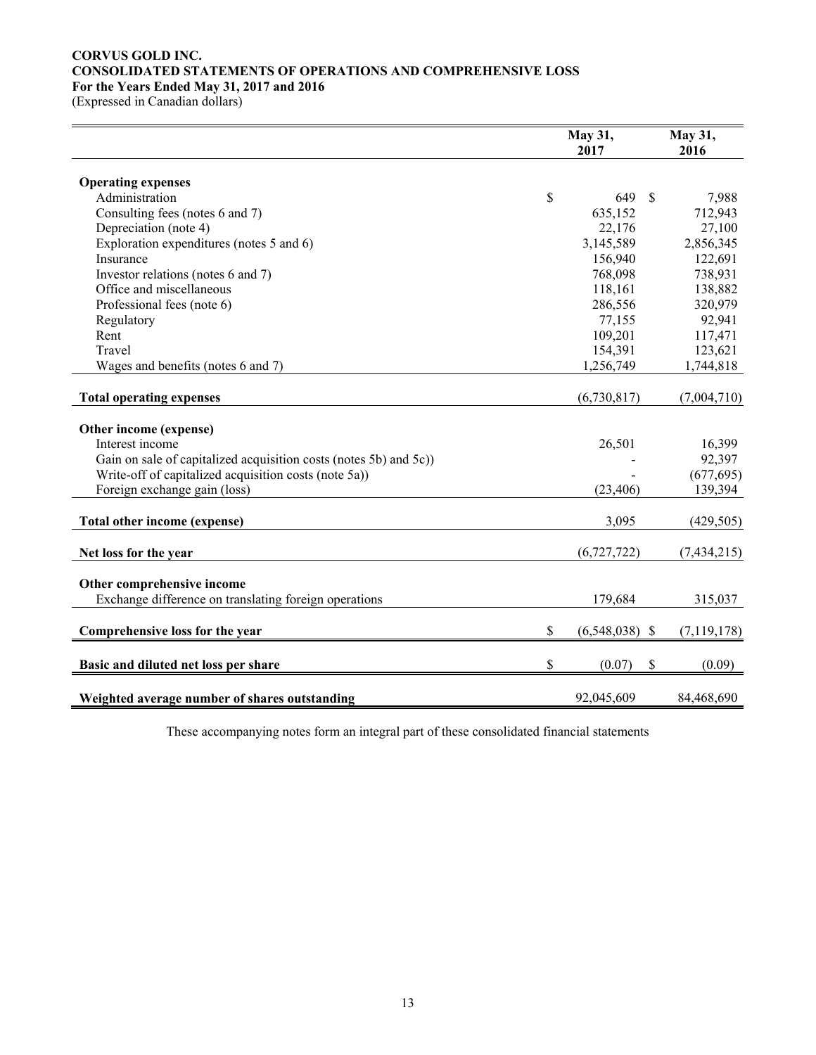**CORVUS GOLD INC.**
**CONSOLIDATED STATEMENTS OF OPERATIONS AND COMPREHENSIVE LOSS**
**For the Years Ended May 31, 2017 and 2016**
(Expressed in Canadian dollars)

| | May 31, 2017 | May 31, 2016 |
|---|---|---|
| **Operating expenses** | | |
| Administration | $ 649 | $ 7,988 |
| Consulting fees (notes 6 and 7) | 635,152 | 712,943 |
| Depreciation (note 4) | 22,176 | 27,100 |
| Exploration expenditures (notes 5 and 6) | 3,145,589 | 2,856,345 |
| Insurance | 156,940 | 122,691 |
| Investor relations (notes 6 and 7) | 768,098 | 738,931 |
| Office and miscellaneous | 118,161 | 138,882 |
| Professional fees (note 6) | 286,556 | 320,979 |
| Regulatory | 77,155 | 92,941 |
| Rent | 109,201 | 117,471 |
| Travel | 154,391 | 123,621 |
| Wages and benefits (notes 6 and 7) | 1,256,749 | 1,744,818 |
| **Total operating expenses** | (6,730,817) | (7,004,710) |
| **Other income (expense)** | | |
| Interest income | 26,501 | 16,399 |
| Gain on sale of capitalized acquisition costs (notes 5b) and 5c)) | - | 92,397 |
| Write-off of capitalized acquisition costs (note 5a)) | - | (677,695) |
| Foreign exchange gain (loss) | (23,406) | 139,394 |
| **Total other income (expense)** | 3,095 | (429,505) |
| **Net loss for the year** | (6,727,722) | (7,434,215) |
| **Other comprehensive income** | | |
| Exchange difference on translating foreign operations | 179,684 | 315,037 |
| **Comprehensive loss for the year** | $ (6,548,038) | $ (7,119,178) |
| **Basic and diluted net loss per share** | $ (0.07) | $ (0.09) |
| **Weighted average number of shares outstanding** | 92,045,609 | 84,468,690 |

These accompanying notes form an integral part of these consolidated financial statements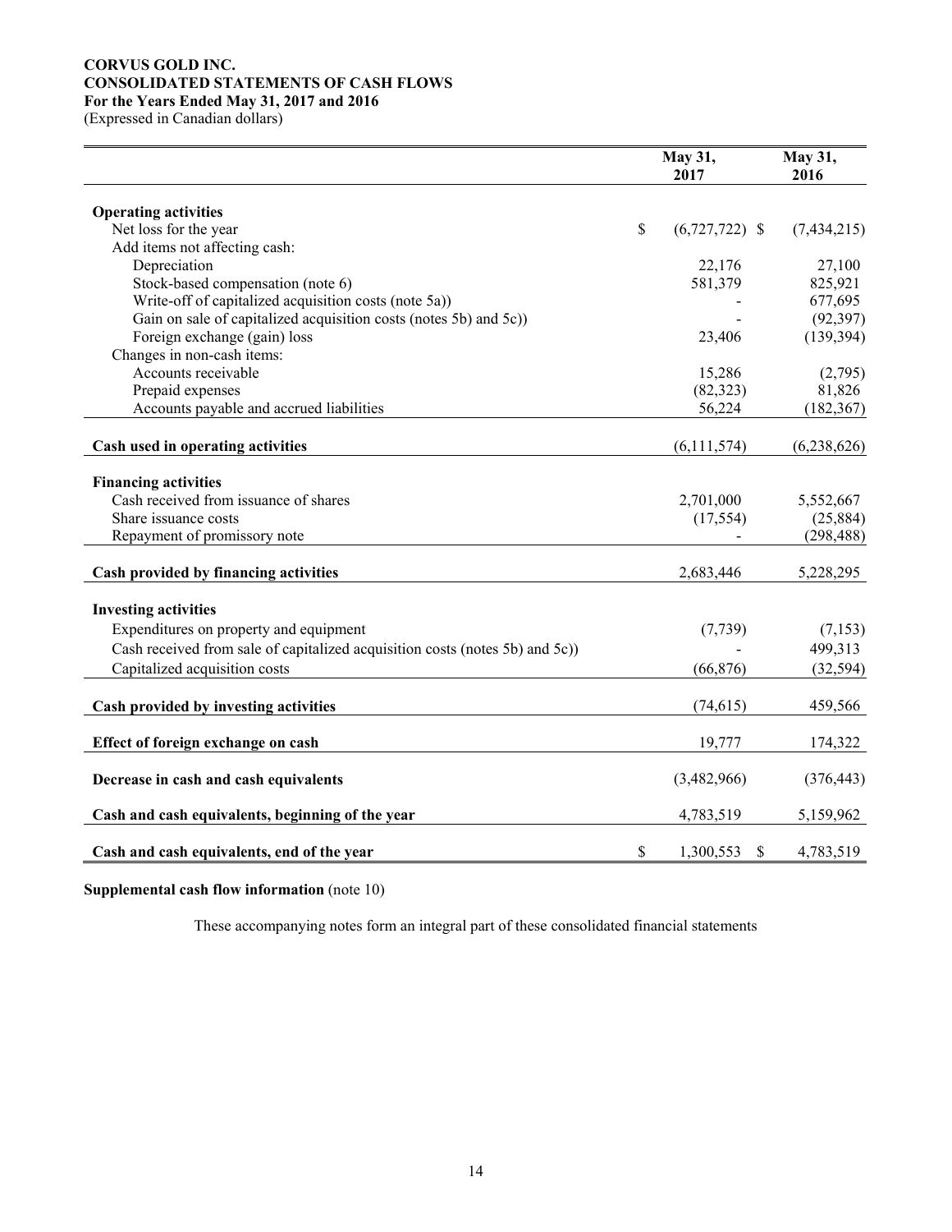**CORVUS GOLD INC.**
**CONSOLIDATED STATEMENTS OF CASH FLOWS**
**For the Years Ended May 31, 2017 and 2016**
(Expressed in Canadian dollars)

| | May 31, 2017 | May 31, 2016 |
|---|---|---|
| **Operating activities** | | |
| Net loss for the year | $ (6,727,722) | $ (7,434,215) |
| Add items not affecting cash: | | |
| Depreciation | 22,176 | 27,100 |
| Stock-based compensation (note 6) | 581,379 | 825,921 |
| Write-off of capitalized acquisition costs (note 5a)) | - | 677,695 |
| Gain on sale of capitalized acquisition costs (notes 5b) and 5c)) | - | (92,397) |
| Foreign exchange (gain) loss | 23,406 | (139,394) |
| Changes in non-cash items: | | |
| Accounts receivable | 15,286 | (2,795) |
| Prepaid expenses | (82,323) | 81,826 |
| Accounts payable and accrued liabilities | 56,224 | (182,367) |
| **Cash used in operating activities** | (6,111,574) | (6,238,626) |
| **Financing activities** | | |
| Cash received from issuance of shares | 2,701,000 | 5,552,667 |
| Share issuance costs | (17,554) | (25,884) |
| Repayment of promissory note | - | (298,488) |
| **Cash provided by financing activities** | 2,683,446 | 5,228,295 |
| **Investing activities** | | |
| Expenditures on property and equipment | (7,739) | (7,153) |
| Cash received from sale of capitalized acquisition costs (notes 5b) and 5c)) | - | 499,313 |
| Capitalized acquisition costs | (66,876) | (32,594) |
| **Cash provided by investing activities** | (74,615) | 459,566 |
| **Effect of foreign exchange on cash** | 19,777 | 174,322 |
| **Decrease in cash and cash equivalents** | (3,482,966) | (376,443) |
| **Cash and cash equivalents, beginning of the year** | 4,783,519 | 5,159,962 |
| **Cash and cash equivalents, end of the year** | $ 1,300,553 | $ 4,783,519 |

**Supplemental cash flow information** (note 10)

These accompanying notes form an integral part of these consolidated financial statements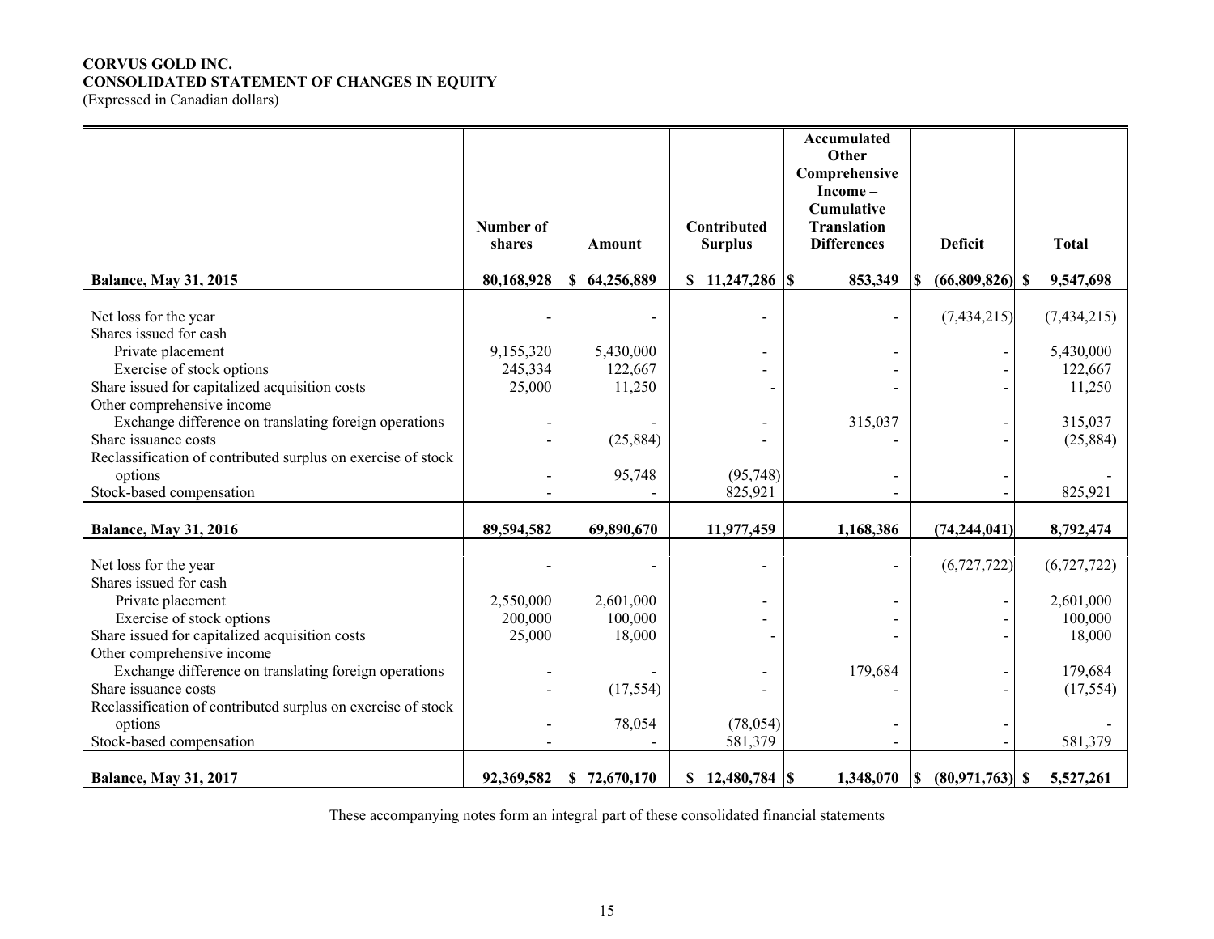**CORVUS GOLD INC.**
**CONSOLIDATED STATEMENT OF CHANGES IN EQUITY**
(Expressed in Canadian dollars)

| | Number of shares | Amount | Contributed Surplus | Accumulated Other Comprehensive Income – Cumulative Translation Differences | Deficit | Total |
|---|---|---|---|---|---|---|
| **Balance, May 31, 2015** | **80,168,928** | **$ 64,256,889** | **$ 11,247,286** | **$ 853,349** | **$ (66,809,826)** | **$ 9,547,698** |
| Net loss for the year | - | - | - | - | (7,434,215) | (7,434,215) |
| Shares issued for cash | | | | | | |
| Private placement | 9,155,320 | 5,430,000 | - | - | - | 5,430,000 |
| Exercise of stock options | 245,334 | 122,667 | - | - | - | 122,667 |
| Share issued for capitalized acquisition costs | 25,000 | 11,250 | - | - | - | 11,250 |
| Other comprehensive income | | | | | | |
| Exchange difference on translating foreign operations | - | - | - | 315,037 | - | 315,037 |
| Share issuance costs | - | (25,884) | - | - | - | (25,884) |
| Reclassification of contributed surplus on exercise of stock options | - | 95,748 | (95,748) | - | - | - |
| Stock-based compensation | - | - | 825,921 | - | - | 825,921 |
| **Balance, May 31, 2016** | **89,594,582** | **69,890,670** | **11,977,459** | **1,168,386** | **(74,244,041)** | **8,792,474** |
| Net loss for the year | - | - | - | - | (6,727,722) | (6,727,722) |
| Shares issued for cash | | | | | | |
| Private placement | 2,550,000 | 2,601,000 | - | - | - | 2,601,000 |
| Exercise of stock options | 200,000 | 100,000 | - | - | - | 100,000 |
| Share issued for capitalized acquisition costs | 25,000 | 18,000 | - | - | - | 18,000 |
| Other comprehensive income | | | | | | |
| Exchange difference on translating foreign operations | - | - | - | 179,684 | - | 179,684 |
| Share issuance costs | - | (17,554) | - | - | - | (17,554) |
| Reclassification of contributed surplus on exercise of stock options | - | 78,054 | (78,054) | - | - | - |
| Stock-based compensation | - | - | 581,379 | - | - | 581,379 |
| **Balance, May 31, 2017** | **92,369,582** | **$ 72,670,170** | **$ 12,480,784** | **$ 1,348,070** | **$ (80,971,763)** | **$ 5,527,261** |

These accompanying notes form an integral part of these consolidated financial statements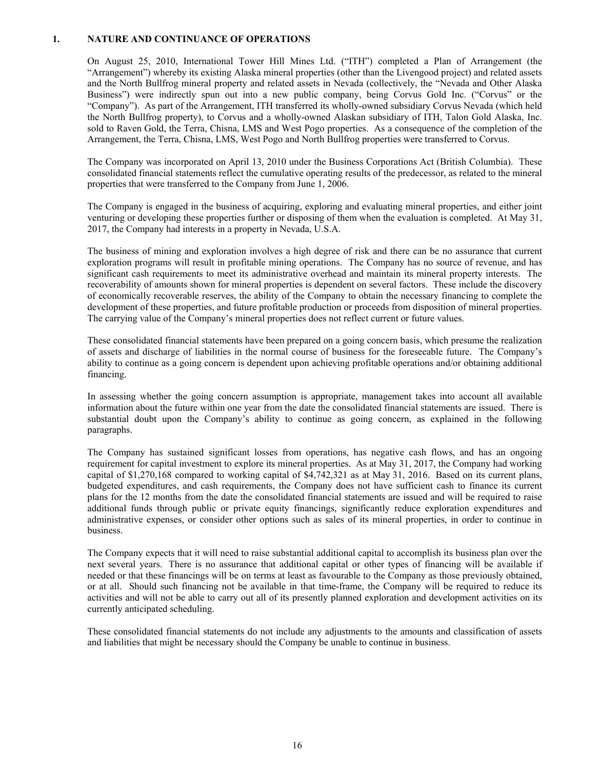## 1. NATURE AND CONTINUANCE OF OPERATIONS

On August 25, 2010, International Tower Hill Mines Ltd. ("ITH") completed a Plan of Arrangement (the "Arrangement") whereby its existing Alaska mineral properties (other than the Livengood project) and related assets and the North Bullfrog mineral property and related assets in Nevada (collectively, the "Nevada and Other Alaska Business") were indirectly spun out into a new public company, being Corvus Gold Inc. ("Corvus" or the "Company"). As part of the Arrangement, ITH transferred its wholly-owned subsidiary Corvus Nevada (which held the North Bullfrog property), to Corvus and a wholly-owned Alaskan subsidiary of ITH, Talon Gold Alaska, Inc. sold to Raven Gold, the Terra, Chisna, LMS and West Pogo properties. As a consequence of the completion of the Arrangement, the Terra, Chisna, LMS, West Pogo and North Bullfrog properties were transferred to Corvus.

The Company was incorporated on April 13, 2010 under the Business Corporations Act (British Columbia). These consolidated financial statements reflect the cumulative operating results of the predecessor, as related to the mineral properties that were transferred to the Company from June 1, 2006.

The Company is engaged in the business of acquiring, exploring and evaluating mineral properties, and either joint venturing or developing these properties further or disposing of them when the evaluation is completed. At May 31, 2017, the Company had interests in a property in Nevada, U.S.A.

The business of mining and exploration involves a high degree of risk and there can be no assurance that current exploration programs will result in profitable mining operations. The Company has no source of revenue, and has significant cash requirements to meet its administrative overhead and maintain its mineral property interests. The recoverability of amounts shown for mineral properties is dependent on several factors. These include the discovery of economically recoverable reserves, the ability of the Company to obtain the necessary financing to complete the development of these properties, and future profitable production or proceeds from disposition of mineral properties. The carrying value of the Company's mineral properties does not reflect current or future values.

These consolidated financial statements have been prepared on a going concern basis, which presume the realization of assets and discharge of liabilities in the normal course of business for the foreseeable future. The Company's ability to continue as a going concern is dependent upon achieving profitable operations and/or obtaining additional financing.

In assessing whether the going concern assumption is appropriate, management takes into account all available information about the future within one year from the date the consolidated financial statements are issued. There is substantial doubt upon the Company's ability to continue as going concern, as explained in the following paragraphs.

The Company has sustained significant losses from operations, has negative cash flows, and has an ongoing requirement for capital investment to explore its mineral properties. As at May 31, 2017, the Company had working capital of $1,270,168 compared to working capital of $4,742,321 as at May 31, 2016. Based on its current plans, budgeted expenditures, and cash requirements, the Company does not have sufficient cash to finance its current plans for the 12 months from the date the consolidated financial statements are issued and will be required to raise additional funds through public or private equity financings, significantly reduce exploration expenditures and administrative expenses, or consider other options such as sales of its mineral properties, in order to continue in business.

The Company expects that it will need to raise substantial additional capital to accomplish its business plan over the next several years. There is no assurance that additional capital or other types of financing will be available if needed or that these financings will be on terms at least as favourable to the Company as those previously obtained, or at all. Should such financing not be available in that time-frame, the Company will be required to reduce its activities and will not be able to carry out all of its presently planned exploration and development activities on its currently anticipated scheduling.

These consolidated financial statements do not include any adjustments to the amounts and classification of assets and liabilities that might be necessary should the Company be unable to continue in business.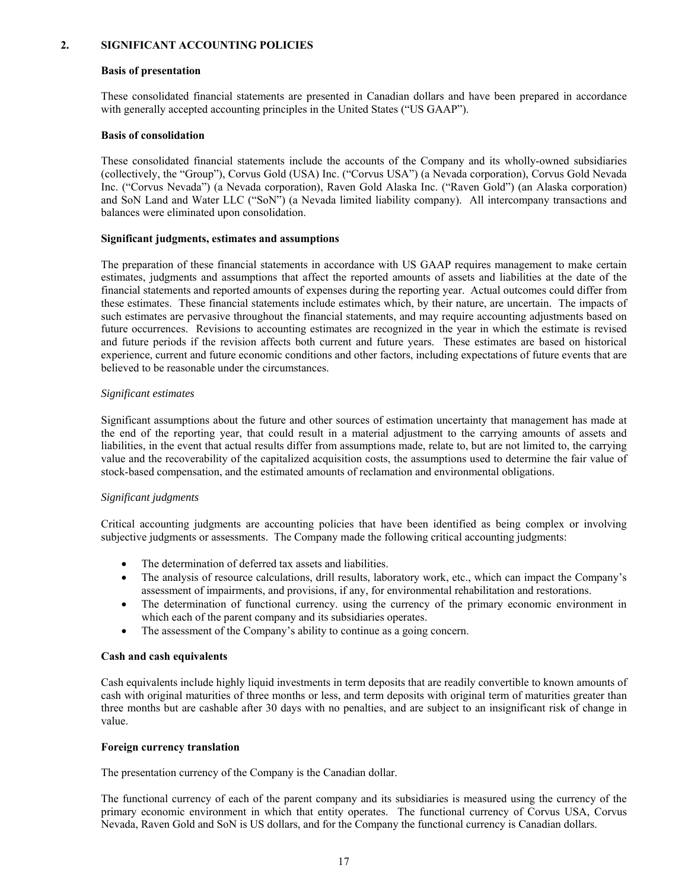## 2. SIGNIFICANT ACCOUNTING POLICIES

### Basis of presentation

These consolidated financial statements are presented in Canadian dollars and have been prepared in accordance with generally accepted accounting principles in the United States ("US GAAP").

### Basis of consolidation

These consolidated financial statements include the accounts of the Company and its wholly-owned subsidiaries (collectively, the "Group"), Corvus Gold (USA) Inc. ("Corvus USA") (a Nevada corporation), Corvus Gold Nevada Inc. ("Corvus Nevada") (a Nevada corporation), Raven Gold Alaska Inc. ("Raven Gold") (an Alaska corporation) and SoN Land and Water LLC ("SoN") (a Nevada limited liability company). All intercompany transactions and balances were eliminated upon consolidation.

### Significant judgments, estimates and assumptions

The preparation of these financial statements in accordance with US GAAP requires management to make certain estimates, judgments and assumptions that affect the reported amounts of assets and liabilities at the date of the financial statements and reported amounts of expenses during the reporting year. Actual outcomes could differ from these estimates. These financial statements include estimates which, by their nature, are uncertain. The impacts of such estimates are pervasive throughout the financial statements, and may require accounting adjustments based on future occurrences. Revisions to accounting estimates are recognized in the year in which the estimate is revised and future periods if the revision affects both current and future years. These estimates are based on historical experience, current and future economic conditions and other factors, including expectations of future events that are believed to be reasonable under the circumstances.

*Significant estimates*

Significant assumptions about the future and other sources of estimation uncertainty that management has made at the end of the reporting year, that could result in a material adjustment to the carrying amounts of assets and liabilities, in the event that actual results differ from assumptions made, relate to, but are not limited to, the carrying value and the recoverability of the capitalized acquisition costs, the assumptions used to determine the fair value of stock-based compensation, and the estimated amounts of reclamation and environmental obligations.

*Significant judgments*

Critical accounting judgments are accounting policies that have been identified as being complex or involving subjective judgments or assessments. The Company made the following critical accounting judgments:

- The determination of deferred tax assets and liabilities.
- The analysis of resource calculations, drill results, laboratory work, etc., which can impact the Company's assessment of impairments, and provisions, if any, for environmental rehabilitation and restorations.
- The determination of functional currency. using the currency of the primary economic environment in which each of the parent company and its subsidiaries operates.
- The assessment of the Company's ability to continue as a going concern.

### Cash and cash equivalents

Cash equivalents include highly liquid investments in term deposits that are readily convertible to known amounts of cash with original maturities of three months or less, and term deposits with original term of maturities greater than three months but are cashable after 30 days with no penalties, and are subject to an insignificant risk of change in value.

### Foreign currency translation

The presentation currency of the Company is the Canadian dollar.

The functional currency of each of the parent company and its subsidiaries is measured using the currency of the primary economic environment in which that entity operates. The functional currency of Corvus USA, Corvus Nevada, Raven Gold and SoN is US dollars, and for the Company the functional currency is Canadian dollars.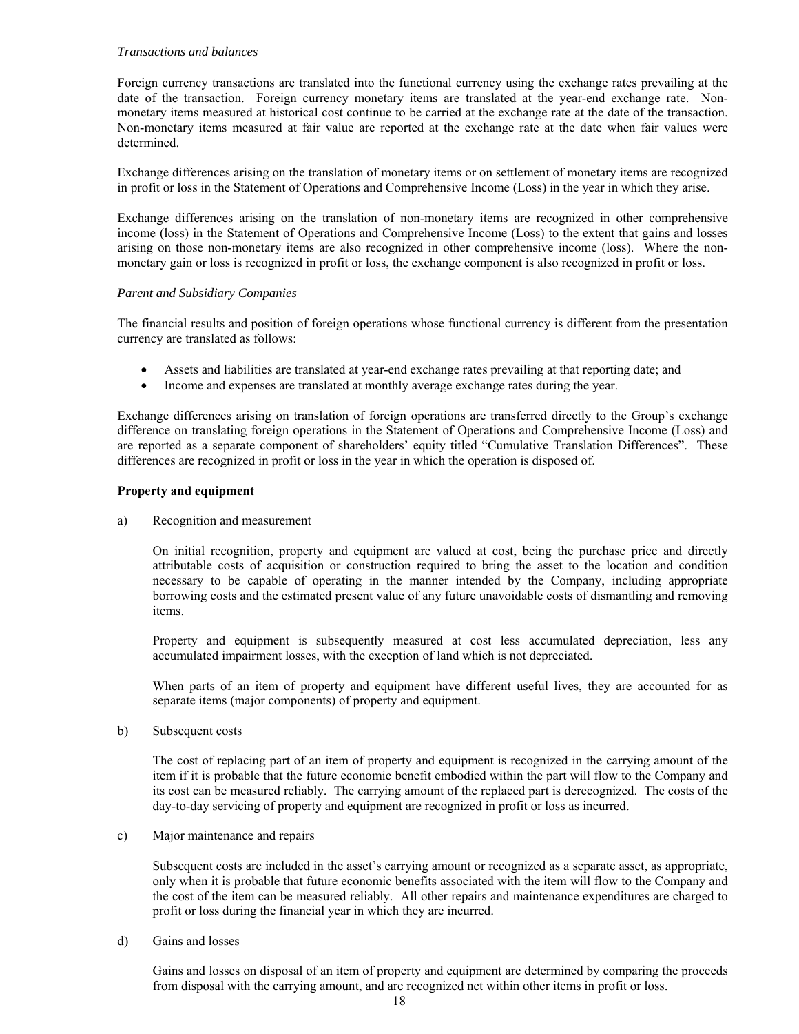*Transactions and balances*

Foreign currency transactions are translated into the functional currency using the exchange rates prevailing at the date of the transaction. Foreign currency monetary items are translated at the year-end exchange rate. Non-monetary items measured at historical cost continue to be carried at the exchange rate at the date of the transaction. Non-monetary items measured at fair value are reported at the exchange rate at the date when fair values were determined.

Exchange differences arising on the translation of monetary items or on settlement of monetary items are recognized in profit or loss in the Statement of Operations and Comprehensive Income (Loss) in the year in which they arise.

Exchange differences arising on the translation of non-monetary items are recognized in other comprehensive income (loss) in the Statement of Operations and Comprehensive Income (Loss) to the extent that gains and losses arising on those non-monetary items are also recognized in other comprehensive income (loss). Where the non-monetary gain or loss is recognized in profit or loss, the exchange component is also recognized in profit or loss.

*Parent and Subsidiary Companies*

The financial results and position of foreign operations whose functional currency is different from the presentation currency are translated as follows:

- Assets and liabilities are translated at year-end exchange rates prevailing at that reporting date; and
- Income and expenses are translated at monthly average exchange rates during the year.

Exchange differences arising on translation of foreign operations are transferred directly to the Group's exchange difference on translating foreign operations in the Statement of Operations and Comprehensive Income (Loss) and are reported as a separate component of shareholders' equity titled "Cumulative Translation Differences". These differences are recognized in profit or loss in the year in which the operation is disposed of.

**Property and equipment**

a) Recognition and measurement

On initial recognition, property and equipment are valued at cost, being the purchase price and directly attributable costs of acquisition or construction required to bring the asset to the location and condition necessary to be capable of operating in the manner intended by the Company, including appropriate borrowing costs and the estimated present value of any future unavoidable costs of dismantling and removing items.

Property and equipment is subsequently measured at cost less accumulated depreciation, less any accumulated impairment losses, with the exception of land which is not depreciated.

When parts of an item of property and equipment have different useful lives, they are accounted for as separate items (major components) of property and equipment.

b) Subsequent costs

The cost of replacing part of an item of property and equipment is recognized in the carrying amount of the item if it is probable that the future economic benefit embodied within the part will flow to the Company and its cost can be measured reliably. The carrying amount of the replaced part is derecognized. The costs of the day-to-day servicing of property and equipment are recognized in profit or loss as incurred.

c) Major maintenance and repairs

Subsequent costs are included in the asset's carrying amount or recognized as a separate asset, as appropriate, only when it is probable that future economic benefits associated with the item will flow to the Company and the cost of the item can be measured reliably. All other repairs and maintenance expenditures are charged to profit or loss during the financial year in which they are incurred.

d) Gains and losses

Gains and losses on disposal of an item of property and equipment are determined by comparing the proceeds from disposal with the carrying amount, and are recognized net within other items in profit or loss.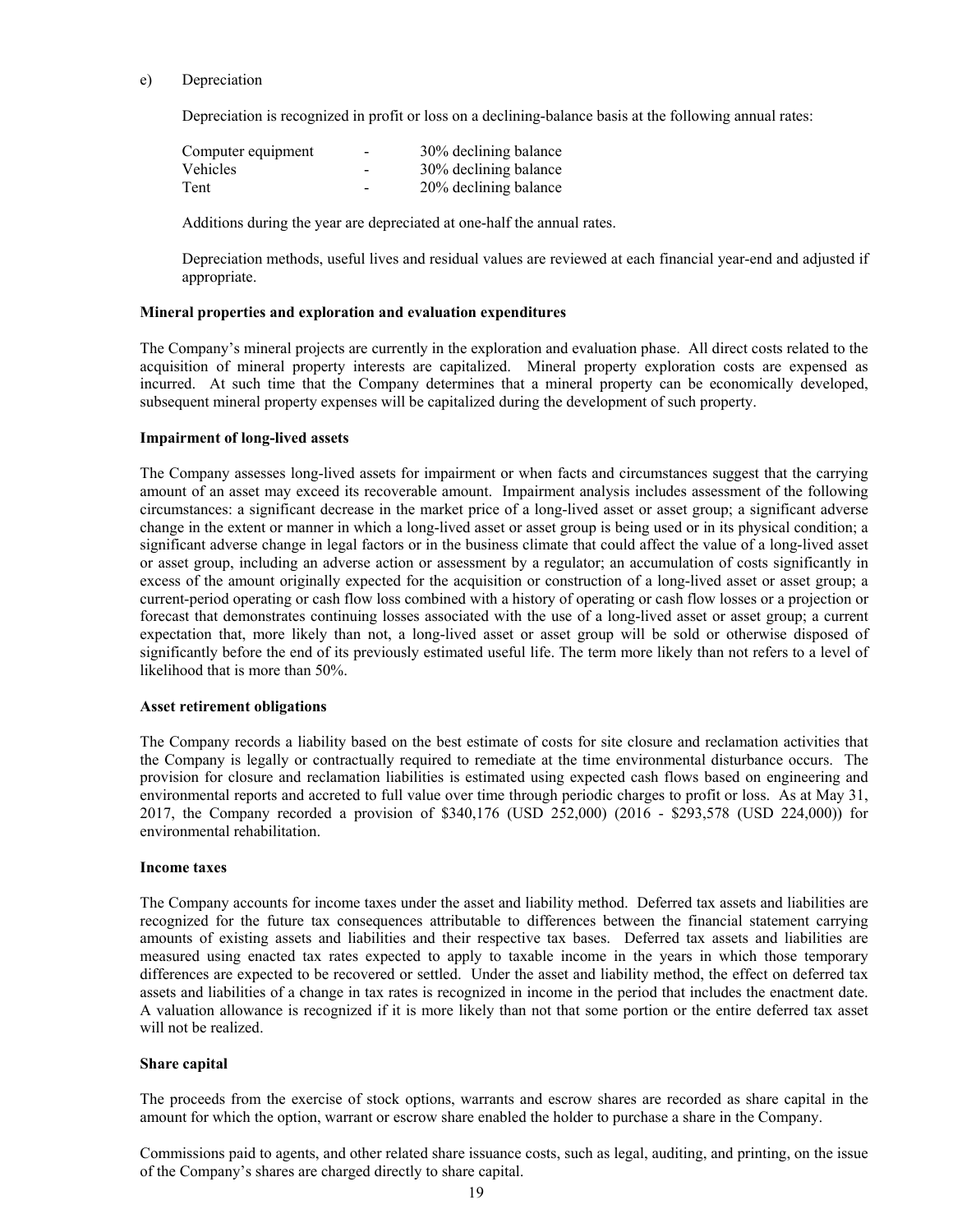e) Depreciation

Depreciation is recognized in profit or loss on a declining-balance basis at the following annual rates:

| | | |
|---|---|---|
| Computer equipment | - | 30% declining balance |
| Vehicles | - | 30% declining balance |
| Tent | - | 20% declining balance |

Additions during the year are depreciated at one-half the annual rates.

Depreciation methods, useful lives and residual values are reviewed at each financial year-end and adjusted if appropriate.

**Mineral properties and exploration and evaluation expenditures**

The Company's mineral projects are currently in the exploration and evaluation phase. All direct costs related to the acquisition of mineral property interests are capitalized. Mineral property exploration costs are expensed as incurred. At such time that the Company determines that a mineral property can be economically developed, subsequent mineral property expenses will be capitalized during the development of such property.

**Impairment of long-lived assets**

The Company assesses long-lived assets for impairment or when facts and circumstances suggest that the carrying amount of an asset may exceed its recoverable amount. Impairment analysis includes assessment of the following circumstances: a significant decrease in the market price of a long-lived asset or asset group; a significant adverse change in the extent or manner in which a long-lived asset or asset group is being used or in its physical condition; a significant adverse change in legal factors or in the business climate that could affect the value of a long-lived asset or asset group, including an adverse action or assessment by a regulator; an accumulation of costs significantly in excess of the amount originally expected for the acquisition or construction of a long-lived asset or asset group; a current-period operating or cash flow loss combined with a history of operating or cash flow losses or a projection or forecast that demonstrates continuing losses associated with the use of a long-lived asset or asset group; a current expectation that, more likely than not, a long-lived asset or asset group will be sold or otherwise disposed of significantly before the end of its previously estimated useful life. The term more likely than not refers to a level of likelihood that is more than 50%.

**Asset retirement obligations**

The Company records a liability based on the best estimate of costs for site closure and reclamation activities that the Company is legally or contractually required to remediate at the time environmental disturbance occurs. The provision for closure and reclamation liabilities is estimated using expected cash flows based on engineering and environmental reports and accreted to full value over time through periodic charges to profit or loss. As at May 31, 2017, the Company recorded a provision of $340,176 (USD 252,000) (2016 - $293,578 (USD 224,000)) for environmental rehabilitation.

**Income taxes**

The Company accounts for income taxes under the asset and liability method. Deferred tax assets and liabilities are recognized for the future tax consequences attributable to differences between the financial statement carrying amounts of existing assets and liabilities and their respective tax bases. Deferred tax assets and liabilities are measured using enacted tax rates expected to apply to taxable income in the years in which those temporary differences are expected to be recovered or settled. Under the asset and liability method, the effect on deferred tax assets and liabilities of a change in tax rates is recognized in income in the period that includes the enactment date. A valuation allowance is recognized if it is more likely than not that some portion or the entire deferred tax asset will not be realized.

**Share capital**

The proceeds from the exercise of stock options, warrants and escrow shares are recorded as share capital in the amount for which the option, warrant or escrow share enabled the holder to purchase a share in the Company.

Commissions paid to agents, and other related share issuance costs, such as legal, auditing, and printing, on the issue of the Company's shares are charged directly to share capital.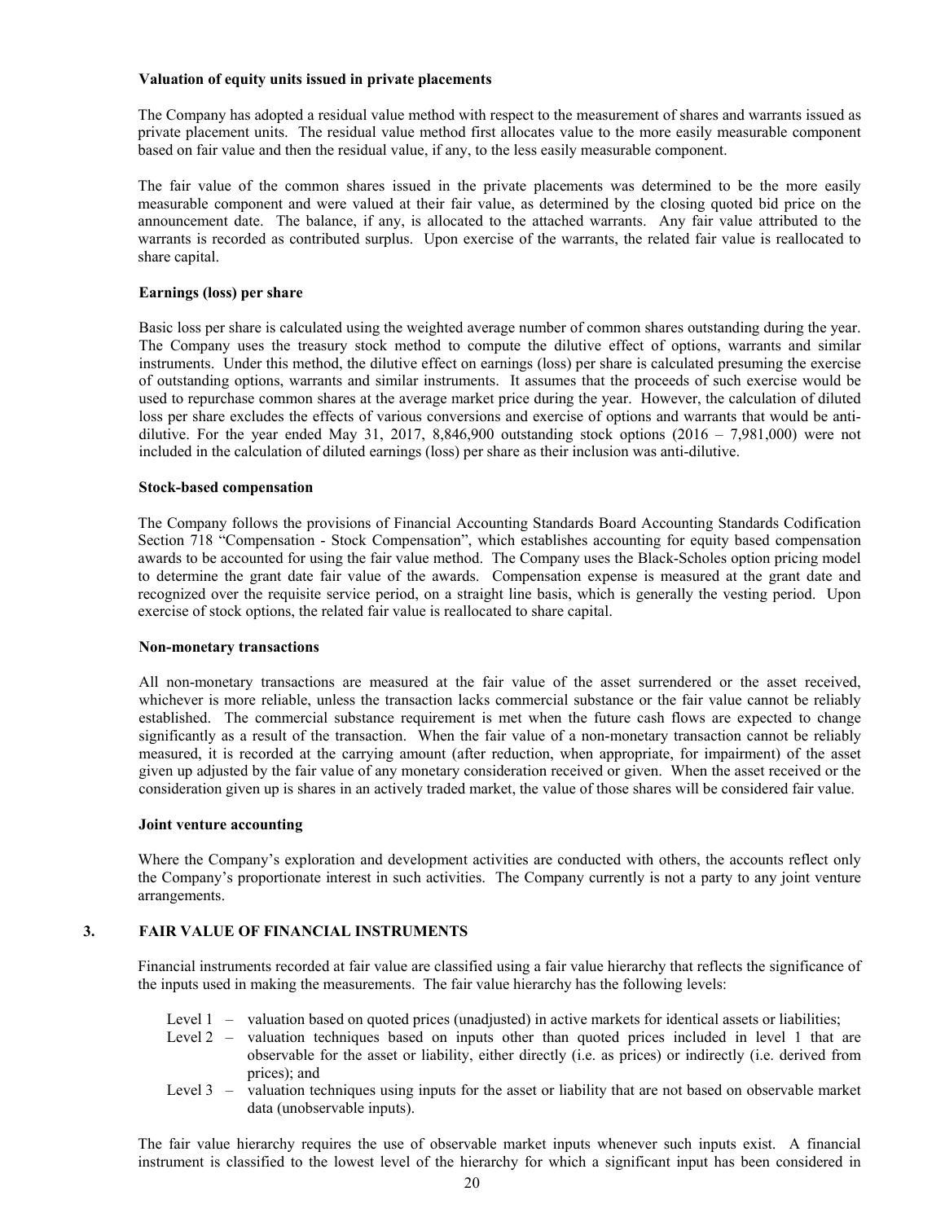**Valuation of equity units issued in private placements**

The Company has adopted a residual value method with respect to the measurement of shares and warrants issued as private placement units. The residual value method first allocates value to the more easily measurable component based on fair value and then the residual value, if any, to the less easily measurable component.

The fair value of the common shares issued in the private placements was determined to be the more easily measurable component and were valued at their fair value, as determined by the closing quoted bid price on the announcement date. The balance, if any, is allocated to the attached warrants. Any fair value attributed to the warrants is recorded as contributed surplus. Upon exercise of the warrants, the related fair value is reallocated to share capital.

**Earnings (loss) per share**

Basic loss per share is calculated using the weighted average number of common shares outstanding during the year. The Company uses the treasury stock method to compute the dilutive effect of options, warrants and similar instruments. Under this method, the dilutive effect on earnings (loss) per share is calculated presuming the exercise of outstanding options, warrants and similar instruments. It assumes that the proceeds of such exercise would be used to repurchase common shares at the average market price during the year. However, the calculation of diluted loss per share excludes the effects of various conversions and exercise of options and warrants that would be anti-dilutive. For the year ended May 31, 2017, 8,846,900 outstanding stock options (2016 – 7,981,000) were not included in the calculation of diluted earnings (loss) per share as their inclusion was anti-dilutive.

**Stock-based compensation**

The Company follows the provisions of Financial Accounting Standards Board Accounting Standards Codification Section 718 "Compensation - Stock Compensation", which establishes accounting for equity based compensation awards to be accounted for using the fair value method. The Company uses the Black-Scholes option pricing model to determine the grant date fair value of the awards. Compensation expense is measured at the grant date and recognized over the requisite service period, on a straight line basis, which is generally the vesting period. Upon exercise of stock options, the related fair value is reallocated to share capital.

**Non-monetary transactions**

All non-monetary transactions are measured at the fair value of the asset surrendered or the asset received, whichever is more reliable, unless the transaction lacks commercial substance or the fair value cannot be reliably established. The commercial substance requirement is met when the future cash flows are expected to change significantly as a result of the transaction. When the fair value of a non-monetary transaction cannot be reliably measured, it is recorded at the carrying amount (after reduction, when appropriate, for impairment) of the asset given up adjusted by the fair value of any monetary consideration received or given. When the asset received or the consideration given up is shares in an actively traded market, the value of those shares will be considered fair value.

**Joint venture accounting**

Where the Company's exploration and development activities are conducted with others, the accounts reflect only the Company's proportionate interest in such activities. The Company currently is not a party to any joint venture arrangements.

## 3. FAIR VALUE OF FINANCIAL INSTRUMENTS

Financial instruments recorded at fair value are classified using a fair value hierarchy that reflects the significance of the inputs used in making the measurements. The fair value hierarchy has the following levels:

- Level 1 – valuation based on quoted prices (unadjusted) in active markets for identical assets or liabilities;
- Level 2 – valuation techniques based on inputs other than quoted prices included in level 1 that are observable for the asset or liability, either directly (i.e. as prices) or indirectly (i.e. derived from prices); and
- Level 3 – valuation techniques using inputs for the asset or liability that are not based on observable market data (unobservable inputs).

The fair value hierarchy requires the use of observable market inputs whenever such inputs exist. A financial instrument is classified to the lowest level of the hierarchy for which a significant input has been considered in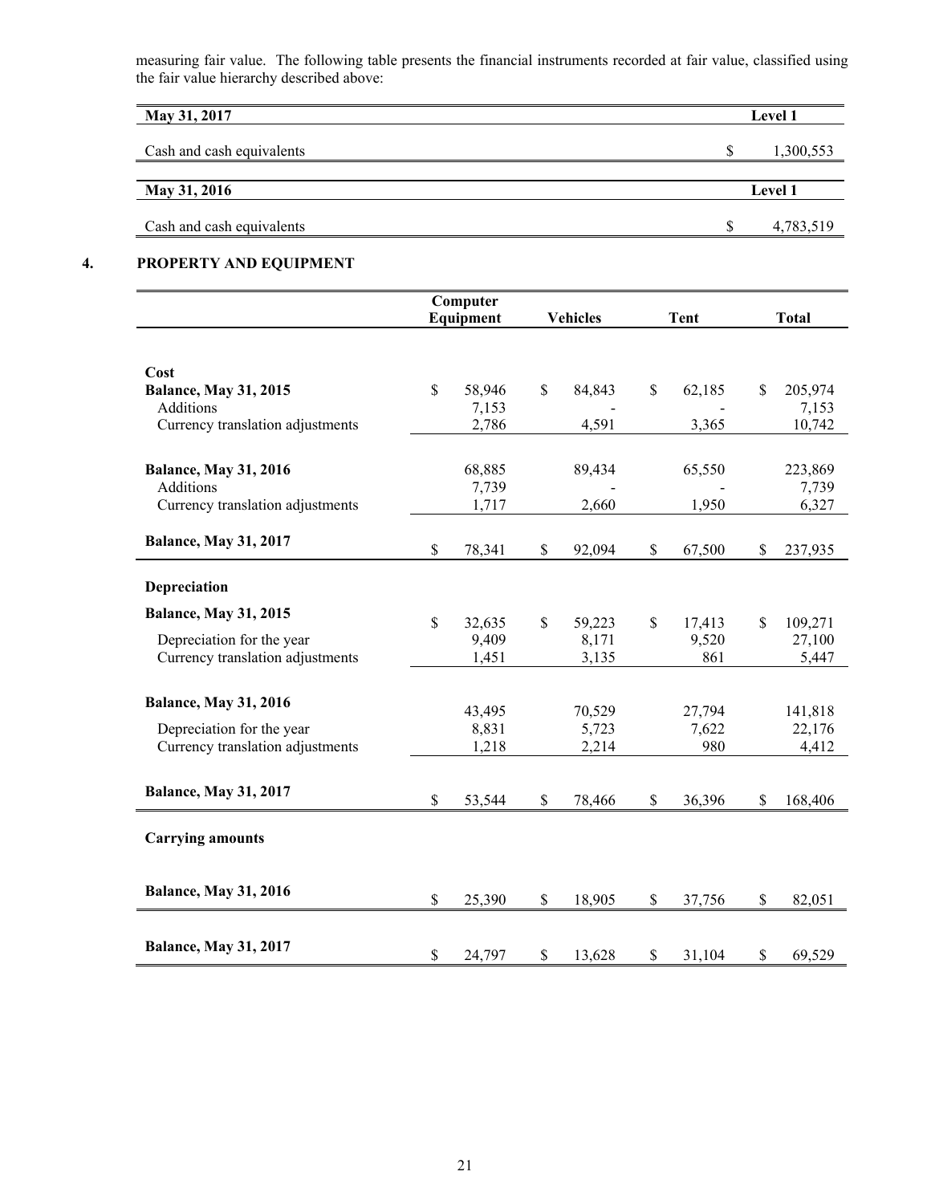measuring fair value. The following table presents the financial instruments recorded at fair value, classified using the fair value hierarchy described above:

| May 31, 2017 | Level 1 |
|---|---|
| Cash and cash equivalents | $ 1,300,553 |

| May 31, 2016 | Level 1 |
|---|---|
| Cash and cash equivalents | $ 4,783,519 |

## 4. PROPERTY AND EQUIPMENT

| | Computer Equipment | Vehicles | Tent | Total |
|---|---|---|---|---|
| **Cost** | | | | |
| **Balance, May 31, 2015** | $ 58,946 | $ 84,843 | $ 62,185 | $ 205,974 |
| Additions | 7,153 | - | - | 7,153 |
| Currency translation adjustments | 2,786 | 4,591 | 3,365 | 10,742 |
| **Balance, May 31, 2016** | 68,885 | 89,434 | 65,550 | 223,869 |
| Additions | 7,739 | - | - | 7,739 |
| Currency translation adjustments | 1,717 | 2,660 | 1,950 | 6,327 |
| **Balance, May 31, 2017** | $ 78,341 | $ 92,094 | $ 67,500 | $ 237,935 |
| **Depreciation** | | | | |
| **Balance, May 31, 2015** | $ 32,635 | $ 59,223 | $ 17,413 | $ 109,271 |
| Depreciation for the year | 9,409 | 8,171 | 9,520 | 27,100 |
| Currency translation adjustments | 1,451 | 3,135 | 861 | 5,447 |
| **Balance, May 31, 2016** | 43,495 | 70,529 | 27,794 | 141,818 |
| Depreciation for the year | 8,831 | 5,723 | 7,622 | 22,176 |
| Currency translation adjustments | 1,218 | 2,214 | 980 | 4,412 |
| **Balance, May 31, 2017** | $ 53,544 | $ 78,466 | $ 36,396 | $ 168,406 |
| **Carrying amounts** | | | | |
| **Balance, May 31, 2016** | $ 25,390 | $ 18,905 | $ 37,756 | $ 82,051 |
| **Balance, May 31, 2017** | $ 24,797 | $ 13,628 | $ 31,104 | $ 69,529 |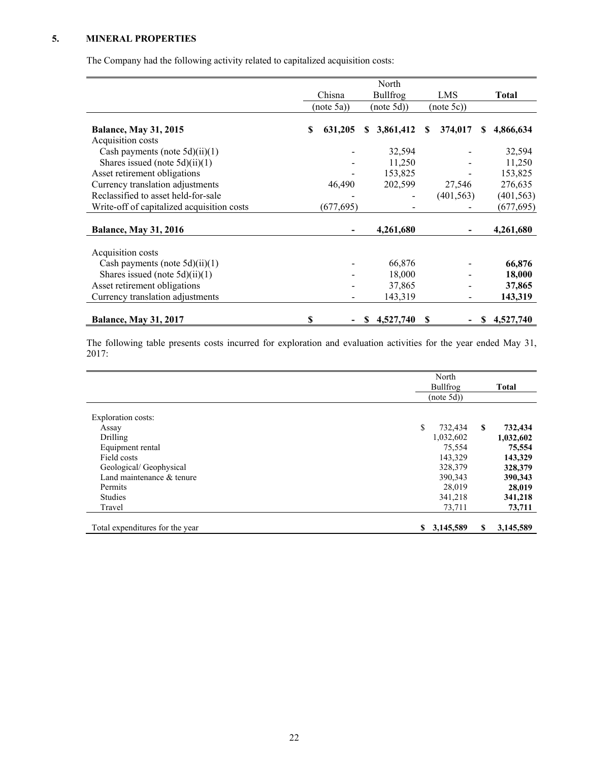## 5. MINERAL PROPERTIES

The Company had the following activity related to capitalized acquisition costs:

| | Chisna (note 5a)) | North Bullfrog (note 5d)) | LMS (note 5c)) | Total |
|---|---|---|---|---|
| **Balance, May 31, 2015** | **$ 631,205** | **$ 3,861,412** | **$ 374,017** | **$ 4,866,634** |
| Acquisition costs | | | | |
| Cash payments (note 5d)(ii)(1) | - | 32,594 | - | 32,594 |
| Shares issued (note 5d)(ii)(1) | - | 11,250 | - | 11,250 |
| Asset retirement obligations | - | 153,825 | - | 153,825 |
| Currency translation adjustments | 46,490 | 202,599 | 27,546 | 276,635 |
| Reclassified to asset held-for-sale | - | - | (401,563) | (401,563) |
| Write-off of capitalized acquisition costs | (677,695) | - | - | (677,695) |
| **Balance, May 31, 2016** | **-** | **4,261,680** | **-** | **4,261,680** |
| Acquisition costs | | | | |
| Cash payments (note 5d)(ii)(1) | - | 66,876 | - | **66,876** |
| Shares issued (note 5d)(ii)(1) | - | 18,000 | - | **18,000** |
| Asset retirement obligations | - | 37,865 | - | **37,865** |
| Currency translation adjustments | - | 143,319 | - | **143,319** |
| **Balance, May 31, 2017** | **$ -** | **$ 4,527,740** | **$ -** | **$ 4,527,740** |

The following table presents costs incurred for exploration and evaluation activities for the year ended May 31, 2017:

| | North Bullfrog (note 5d)) | Total |
|---|---|---|
| Exploration costs: | | |
| Assay | $ 732,434 | **$ 732,434** |
| Drilling | 1,032,602 | **1,032,602** |
| Equipment rental | 75,554 | **75,554** |
| Field costs | 143,329 | **143,329** |
| Geological/ Geophysical | 328,379 | **328,379** |
| Land maintenance & tenure | 390,343 | **390,343** |
| Permits | 28,019 | **28,019** |
| Studies | 341,218 | **341,218** |
| Travel | 73,711 | **73,711** |
| Total expenditures for the year | $ 3,145,589 | **$ 3,145,589** |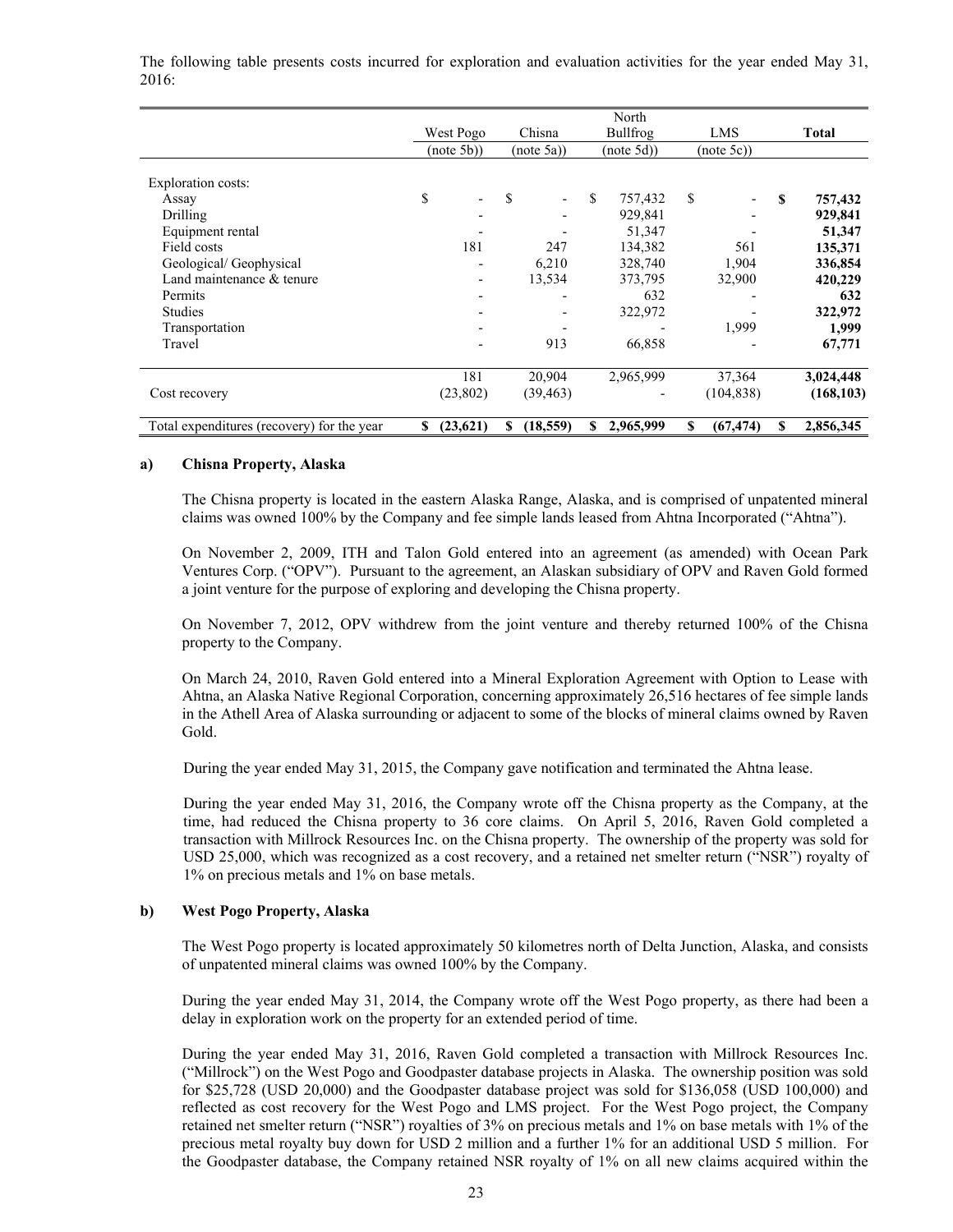The following table presents costs incurred for exploration and evaluation activities for the year ended May 31, 2016:

| | West Pogo (note 5b)) | Chisna (note 5a)) | North Bullfrog (note 5d)) | LMS (note 5c)) | Total |
|---|---|---|---|---|---|
| Exploration costs: | | | | | |
| Assay | $ - | $ - | $ 757,432 | $ - | **$ 757,432** |
| Drilling | - | - | 929,841 | - | **929,841** |
| Equipment rental | - | - | 51,347 | - | **51,347** |
| Field costs | 181 | 247 | 134,382 | 561 | **135,371** |
| Geological/ Geophysical | - | 6,210 | 328,740 | 1,904 | **336,854** |
| Land maintenance & tenure | - | 13,534 | 373,795 | 32,900 | **420,229** |
| Permits | - | - | 632 | - | **632** |
| Studies | - | - | 322,972 | - | **322,972** |
| Transportation | - | - | - | 1,999 | **1,999** |
| Travel | - | 913 | 66,858 | - | **67,771** |
| | 181 | 20,904 | 2,965,999 | 37,364 | **3,024,448** |
| Cost recovery | (23,802) | (39,463) | - | (104,838) | **(168,103)** |
| Total expenditures (recovery) for the year | **$ (23,621)** | **$ (18,559)** | **$ 2,965,999** | **$ (67,474)** | **$ 2,856,345** |

**a) Chisna Property, Alaska**

The Chisna property is located in the eastern Alaska Range, Alaska, and is comprised of unpatented mineral claims was owned 100% by the Company and fee simple lands leased from Ahtna Incorporated ("Ahtna").

On November 2, 2009, ITH and Talon Gold entered into an agreement (as amended) with Ocean Park Ventures Corp. ("OPV"). Pursuant to the agreement, an Alaskan subsidiary of OPV and Raven Gold formed a joint venture for the purpose of exploring and developing the Chisna property.

On November 7, 2012, OPV withdrew from the joint venture and thereby returned 100% of the Chisna property to the Company.

On March 24, 2010, Raven Gold entered into a Mineral Exploration Agreement with Option to Lease with Ahtna, an Alaska Native Regional Corporation, concerning approximately 26,516 hectares of fee simple lands in the Athell Area of Alaska surrounding or adjacent to some of the blocks of mineral claims owned by Raven Gold.

During the year ended May 31, 2015, the Company gave notification and terminated the Ahtna lease.

During the year ended May 31, 2016, the Company wrote off the Chisna property as the Company, at the time, had reduced the Chisna property to 36 core claims. On April 5, 2016, Raven Gold completed a transaction with Millrock Resources Inc. on the Chisna property. The ownership of the property was sold for USD 25,000, which was recognized as a cost recovery, and a retained net smelter return ("NSR") royalty of 1% on precious metals and 1% on base metals.

**b) West Pogo Property, Alaska**

The West Pogo property is located approximately 50 kilometres north of Delta Junction, Alaska, and consists of unpatented mineral claims was owned 100% by the Company.

During the year ended May 31, 2014, the Company wrote off the West Pogo property, as there had been a delay in exploration work on the property for an extended period of time.

During the year ended May 31, 2016, Raven Gold completed a transaction with Millrock Resources Inc. ("Millrock") on the West Pogo and Goodpaster database projects in Alaska. The ownership position was sold for $25,728 (USD 20,000) and the Goodpaster database project was sold for $136,058 (USD 100,000) and reflected as cost recovery for the West Pogo and LMS project. For the West Pogo project, the Company retained net smelter return ("NSR") royalties of 3% on precious metals and 1% on base metals with 1% of the precious metal royalty buy down for USD 2 million and a further 1% for an additional USD 5 million. For the Goodpaster database, the Company retained NSR royalty of 1% on all new claims acquired within the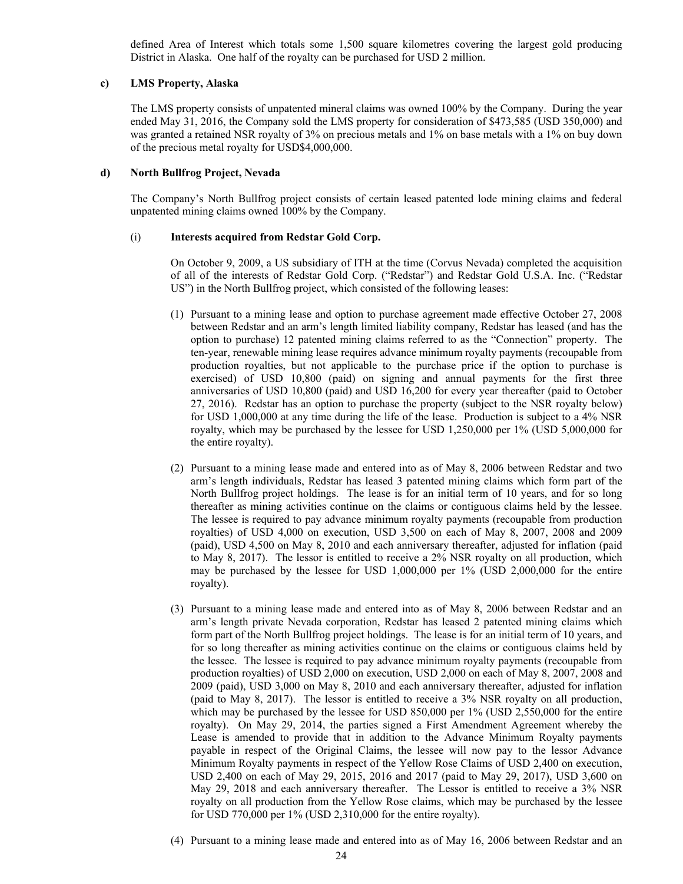defined Area of Interest which totals some 1,500 square kilometres covering the largest gold producing District in Alaska. One half of the royalty can be purchased for USD 2 million.

**c) LMS Property, Alaska**

The LMS property consists of unpatented mineral claims was owned 100% by the Company. During the year ended May 31, 2016, the Company sold the LMS property for consideration of $473,585 (USD 350,000) and was granted a retained NSR royalty of 3% on precious metals and 1% on base metals with a 1% on buy down of the precious metal royalty for USD$4,000,000.

**d) North Bullfrog Project, Nevada**

The Company's North Bullfrog project consists of certain leased patented lode mining claims and federal unpatented mining claims owned 100% by the Company.

(i) **Interests acquired from Redstar Gold Corp.**

On October 9, 2009, a US subsidiary of ITH at the time (Corvus Nevada) completed the acquisition of all of the interests of Redstar Gold Corp. ("Redstar") and Redstar Gold U.S.A. Inc. ("Redstar US") in the North Bullfrog project, which consisted of the following leases:

(1) Pursuant to a mining lease and option to purchase agreement made effective October 27, 2008 between Redstar and an arm's length limited liability company, Redstar has leased (and has the option to purchase) 12 patented mining claims referred to as the "Connection" property. The ten-year, renewable mining lease requires advance minimum royalty payments (recoupable from production royalties, but not applicable to the purchase price if the option to purchase is exercised) of USD 10,800 (paid) on signing and annual payments for the first three anniversaries of USD 10,800 (paid) and USD 16,200 for every year thereafter (paid to October 27, 2016). Redstar has an option to purchase the property (subject to the NSR royalty below) for USD 1,000,000 at any time during the life of the lease. Production is subject to a 4% NSR royalty, which may be purchased by the lessee for USD 1,250,000 per 1% (USD 5,000,000 for the entire royalty).

(2) Pursuant to a mining lease made and entered into as of May 8, 2006 between Redstar and two arm's length individuals, Redstar has leased 3 patented mining claims which form part of the North Bullfrog project holdings. The lease is for an initial term of 10 years, and for so long thereafter as mining activities continue on the claims or contiguous claims held by the lessee. The lessee is required to pay advance minimum royalty payments (recoupable from production royalties) of USD 4,000 on execution, USD 3,500 on each of May 8, 2007, 2008 and 2009 (paid), USD 4,500 on May 8, 2010 and each anniversary thereafter, adjusted for inflation (paid to May 8, 2017). The lessor is entitled to receive a 2% NSR royalty on all production, which may be purchased by the lessee for USD 1,000,000 per 1% (USD 2,000,000 for the entire royalty).

(3) Pursuant to a mining lease made and entered into as of May 8, 2006 between Redstar and an arm's length private Nevada corporation, Redstar has leased 2 patented mining claims which form part of the North Bullfrog project holdings. The lease is for an initial term of 10 years, and for so long thereafter as mining activities continue on the claims or contiguous claims held by the lessee. The lessee is required to pay advance minimum royalty payments (recoupable from production royalties) of USD 2,000 on execution, USD 2,000 on each of May 8, 2007, 2008 and 2009 (paid), USD 3,000 on May 8, 2010 and each anniversary thereafter, adjusted for inflation (paid to May 8, 2017). The lessor is entitled to receive a 3% NSR royalty on all production, which may be purchased by the lessee for USD 850,000 per 1% (USD 2,550,000 for the entire royalty). On May 29, 2014, the parties signed a First Amendment Agreement whereby the Lease is amended to provide that in addition to the Advance Minimum Royalty payments payable in respect of the Original Claims, the lessee will now pay to the lessor Advance Minimum Royalty payments in respect of the Yellow Rose Claims of USD 2,400 on execution, USD 2,400 on each of May 29, 2015, 2016 and 2017 (paid to May 29, 2017), USD 3,600 on May 29, 2018 and each anniversary thereafter. The Lessor is entitled to receive a 3% NSR royalty on all production from the Yellow Rose claims, which may be purchased by the lessee for USD 770,000 per 1% (USD 2,310,000 for the entire royalty).

(4) Pursuant to a mining lease made and entered into as of May 16, 2006 between Redstar and an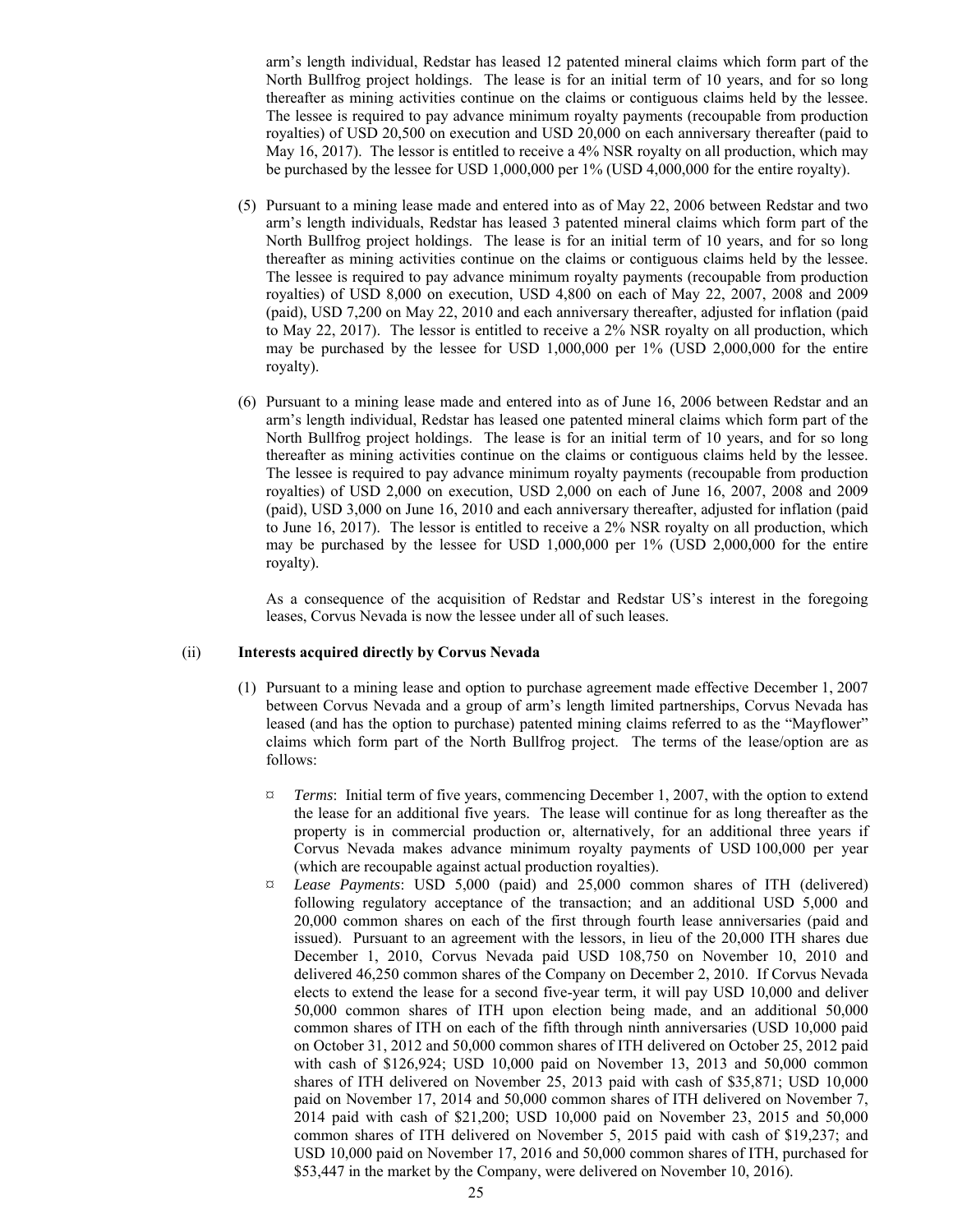arm's length individual, Redstar has leased 12 patented mineral claims which form part of the North Bullfrog project holdings. The lease is for an initial term of 10 years, and for so long thereafter as mining activities continue on the claims or contiguous claims held by the lessee. The lessee is required to pay advance minimum royalty payments (recoupable from production royalties) of USD 20,500 on execution and USD 20,000 on each anniversary thereafter (paid to May 16, 2017). The lessor is entitled to receive a 4% NSR royalty on all production, which may be purchased by the lessee for USD 1,000,000 per 1% (USD 4,000,000 for the entire royalty).

(5) Pursuant to a mining lease made and entered into as of May 22, 2006 between Redstar and two arm's length individuals, Redstar has leased 3 patented mineral claims which form part of the North Bullfrog project holdings. The lease is for an initial term of 10 years, and for so long thereafter as mining activities continue on the claims or contiguous claims held by the lessee. The lessee is required to pay advance minimum royalty payments (recoupable from production royalties) of USD 8,000 on execution, USD 4,800 on each of May 22, 2007, 2008 and 2009 (paid), USD 7,200 on May 22, 2010 and each anniversary thereafter, adjusted for inflation (paid to May 22, 2017). The lessor is entitled to receive a 2% NSR royalty on all production, which may be purchased by the lessee for USD 1,000,000 per 1% (USD 2,000,000 for the entire royalty).

(6) Pursuant to a mining lease made and entered into as of June 16, 2006 between Redstar and an arm's length individual, Redstar has leased one patented mineral claims which form part of the North Bullfrog project holdings. The lease is for an initial term of 10 years, and for so long thereafter as mining activities continue on the claims or contiguous claims held by the lessee. The lessee is required to pay advance minimum royalty payments (recoupable from production royalties) of USD 2,000 on execution, USD 2,000 on each of June 16, 2007, 2008 and 2009 (paid), USD 3,000 on June 16, 2010 and each anniversary thereafter, adjusted for inflation (paid to June 16, 2017). The lessor is entitled to receive a 2% NSR royalty on all production, which may be purchased by the lessee for USD 1,000,000 per 1% (USD 2,000,000 for the entire royalty).

As a consequence of the acquisition of Redstar and Redstar US's interest in the foregoing leases, Corvus Nevada is now the lessee under all of such leases.

(ii) **Interests acquired directly by Corvus Nevada**

(1) Pursuant to a mining lease and option to purchase agreement made effective December 1, 2007 between Corvus Nevada and a group of arm's length limited partnerships, Corvus Nevada has leased (and has the option to purchase) patented mining claims referred to as the "Mayflower" claims which form part of the North Bullfrog project. The terms of the lease/option are as follows:

- *Terms*: Initial term of five years, commencing December 1, 2007, with the option to extend the lease for an additional five years. The lease will continue for as long thereafter as the property is in commercial production or, alternatively, for an additional three years if Corvus Nevada makes advance minimum royalty payments of USD 100,000 per year (which are recoupable against actual production royalties).
- *Lease Payments*: USD 5,000 (paid) and 25,000 common shares of ITH (delivered) following regulatory acceptance of the transaction; and an additional USD 5,000 and 20,000 common shares on each of the first through fourth lease anniversaries (paid and issued). Pursuant to an agreement with the lessors, in lieu of the 20,000 ITH shares due December 1, 2010, Corvus Nevada paid USD 108,750 on November 10, 2010 and delivered 46,250 common shares of the Company on December 2, 2010. If Corvus Nevada elects to extend the lease for a second five-year term, it will pay USD 10,000 and deliver 50,000 common shares of ITH upon election being made, and an additional 50,000 common shares of ITH on each of the fifth through ninth anniversaries (USD 10,000 paid on October 31, 2012 and 50,000 common shares of ITH delivered on October 25, 2012 paid with cash of $126,924; USD 10,000 paid on November 13, 2013 and 50,000 common shares of ITH delivered on November 25, 2013 paid with cash of $35,871; USD 10,000 paid on November 17, 2014 and 50,000 common shares of ITH delivered on November 7, 2014 paid with cash of $21,200; USD 10,000 paid on November 23, 2015 and 50,000 common shares of ITH delivered on November 5, 2015 paid with cash of $19,237; and USD 10,000 paid on November 17, 2016 and 50,000 common shares of ITH, purchased for $53,447 in the market by the Company, were delivered on November 10, 2016).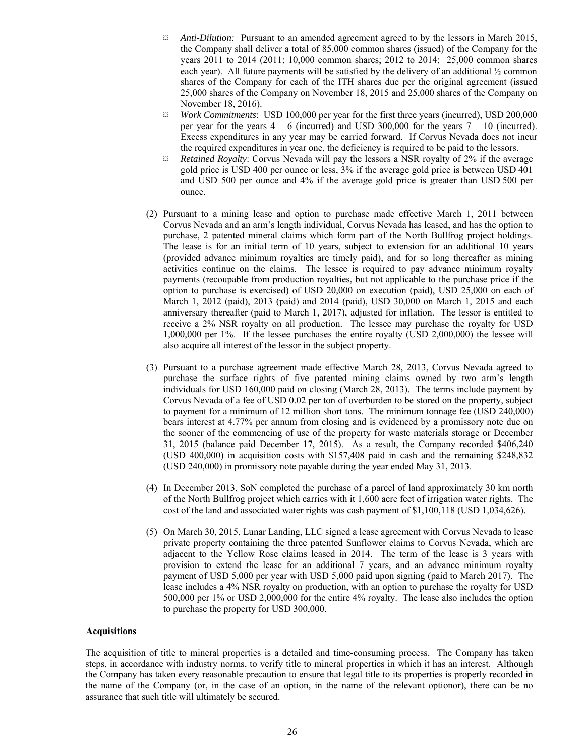- ¤ *Anti-Dilution:* Pursuant to an amended agreement agreed to by the lessors in March 2015, the Company shall deliver a total of 85,000 common shares (issued) of the Company for the years 2011 to 2014 (2011: 10,000 common shares; 2012 to 2014: 25,000 common shares each year). All future payments will be satisfied by the delivery of an additional ½ common shares of the Company for each of the ITH shares due per the original agreement (issued 25,000 shares of the Company on November 18, 2015 and 25,000 shares of the Company on November 18, 2016).
- ¤ *Work Commitments*: USD 100,000 per year for the first three years (incurred), USD 200,000 per year for the years 4 – 6 (incurred) and USD 300,000 for the years 7 – 10 (incurred). Excess expenditures in any year may be carried forward. If Corvus Nevada does not incur the required expenditures in year one, the deficiency is required to be paid to the lessors.
- ¤ *Retained Royalty*: Corvus Nevada will pay the lessors a NSR royalty of 2% if the average gold price is USD 400 per ounce or less, 3% if the average gold price is between USD 401 and USD 500 per ounce and 4% if the average gold price is greater than USD 500 per ounce.

(2) Pursuant to a mining lease and option to purchase made effective March 1, 2011 between Corvus Nevada and an arm's length individual, Corvus Nevada has leased, and has the option to purchase, 2 patented mineral claims which form part of the North Bullfrog project holdings. The lease is for an initial term of 10 years, subject to extension for an additional 10 years (provided advance minimum royalties are timely paid), and for so long thereafter as mining activities continue on the claims. The lessee is required to pay advance minimum royalty payments (recoupable from production royalties, but not applicable to the purchase price if the option to purchase is exercised) of USD 20,000 on execution (paid), USD 25,000 on each of March 1, 2012 (paid), 2013 (paid) and 2014 (paid), USD 30,000 on March 1, 2015 and each anniversary thereafter (paid to March 1, 2017), adjusted for inflation. The lessor is entitled to receive a 2% NSR royalty on all production. The lessee may purchase the royalty for USD 1,000,000 per 1%. If the lessee purchases the entire royalty (USD 2,000,000) the lessee will also acquire all interest of the lessor in the subject property.

(3) Pursuant to a purchase agreement made effective March 28, 2013, Corvus Nevada agreed to purchase the surface rights of five patented mining claims owned by two arm's length individuals for USD 160,000 paid on closing (March 28, 2013). The terms include payment by Corvus Nevada of a fee of USD 0.02 per ton of overburden to be stored on the property, subject to payment for a minimum of 12 million short tons. The minimum tonnage fee (USD 240,000) bears interest at 4.77% per annum from closing and is evidenced by a promissory note due on the sooner of the commencing of use of the property for waste materials storage or December 31, 2015 (balance paid December 17, 2015). As a result, the Company recorded $406,240 (USD 400,000) in acquisition costs with $157,408 paid in cash and the remaining $248,832 (USD 240,000) in promissory note payable during the year ended May 31, 2013.

(4) In December 2013, SoN completed the purchase of a parcel of land approximately 30 km north of the North Bullfrog project which carries with it 1,600 acre feet of irrigation water rights. The cost of the land and associated water rights was cash payment of $1,100,118 (USD 1,034,626).

(5) On March 30, 2015, Lunar Landing, LLC signed a lease agreement with Corvus Nevada to lease private property containing the three patented Sunflower claims to Corvus Nevada, which are adjacent to the Yellow Rose claims leased in 2014. The term of the lease is 3 years with provision to extend the lease for an additional 7 years, and an advance minimum royalty payment of USD 5,000 per year with USD 5,000 paid upon signing (paid to March 2017). The lease includes a 4% NSR royalty on production, with an option to purchase the royalty for USD 500,000 per 1% or USD 2,000,000 for the entire 4% royalty. The lease also includes the option to purchase the property for USD 300,000.

**Acquisitions**

The acquisition of title to mineral properties is a detailed and time-consuming process. The Company has taken steps, in accordance with industry norms, to verify title to mineral properties in which it has an interest. Although the Company has taken every reasonable precaution to ensure that legal title to its properties is properly recorded in the name of the Company (or, in the case of an option, in the name of the relevant optionor), there can be no assurance that such title will ultimately be secured.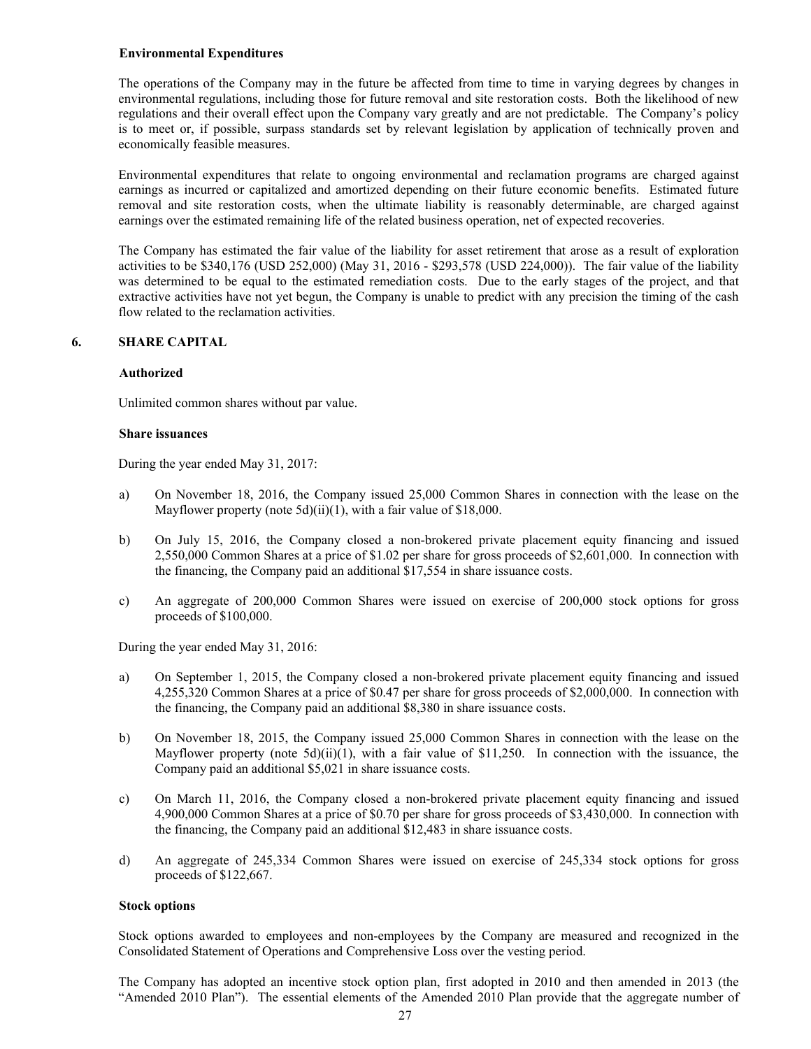**Environmental Expenditures**

The operations of the Company may in the future be affected from time to time in varying degrees by changes in environmental regulations, including those for future removal and site restoration costs. Both the likelihood of new regulations and their overall effect upon the Company vary greatly and are not predictable. The Company's policy is to meet or, if possible, surpass standards set by relevant legislation by application of technically proven and economically feasible measures.

Environmental expenditures that relate to ongoing environmental and reclamation programs are charged against earnings as incurred or capitalized and amortized depending on their future economic benefits. Estimated future removal and site restoration costs, when the ultimate liability is reasonably determinable, are charged against earnings over the estimated remaining life of the related business operation, net of expected recoveries.

The Company has estimated the fair value of the liability for asset retirement that arose as a result of exploration activities to be $340,176 (USD 252,000) (May 31, 2016 - $293,578 (USD 224,000)). The fair value of the liability was determined to be equal to the estimated remediation costs. Due to the early stages of the project, and that extractive activities have not yet begun, the Company is unable to predict with any precision the timing of the cash flow related to the reclamation activities.

## 6. SHARE CAPITAL

**Authorized**

Unlimited common shares without par value.

**Share issuances**

During the year ended May 31, 2017:

a) On November 18, 2016, the Company issued 25,000 Common Shares in connection with the lease on the Mayflower property (note 5d)(ii)(1), with a fair value of $18,000.

b) On July 15, 2016, the Company closed a non-brokered private placement equity financing and issued 2,550,000 Common Shares at a price of $1.02 per share for gross proceeds of $2,601,000. In connection with the financing, the Company paid an additional $17,554 in share issuance costs.

c) An aggregate of 200,000 Common Shares were issued on exercise of 200,000 stock options for gross proceeds of $100,000.

During the year ended May 31, 2016:

a) On September 1, 2015, the Company closed a non-brokered private placement equity financing and issued 4,255,320 Common Shares at a price of $0.47 per share for gross proceeds of $2,000,000. In connection with the financing, the Company paid an additional $8,380 in share issuance costs.

b) On November 18, 2015, the Company issued 25,000 Common Shares in connection with the lease on the Mayflower property (note 5d)(ii)(1), with a fair value of $11,250. In connection with the issuance, the Company paid an additional $5,021 in share issuance costs.

c) On March 11, 2016, the Company closed a non-brokered private placement equity financing and issued 4,900,000 Common Shares at a price of $0.70 per share for gross proceeds of $3,430,000. In connection with the financing, the Company paid an additional $12,483 in share issuance costs.

d) An aggregate of 245,334 Common Shares were issued on exercise of 245,334 stock options for gross proceeds of $122,667.

**Stock options**

Stock options awarded to employees and non-employees by the Company are measured and recognized in the Consolidated Statement of Operations and Comprehensive Loss over the vesting period.

The Company has adopted an incentive stock option plan, first adopted in 2010 and then amended in 2013 (the "Amended 2010 Plan"). The essential elements of the Amended 2010 Plan provide that the aggregate number of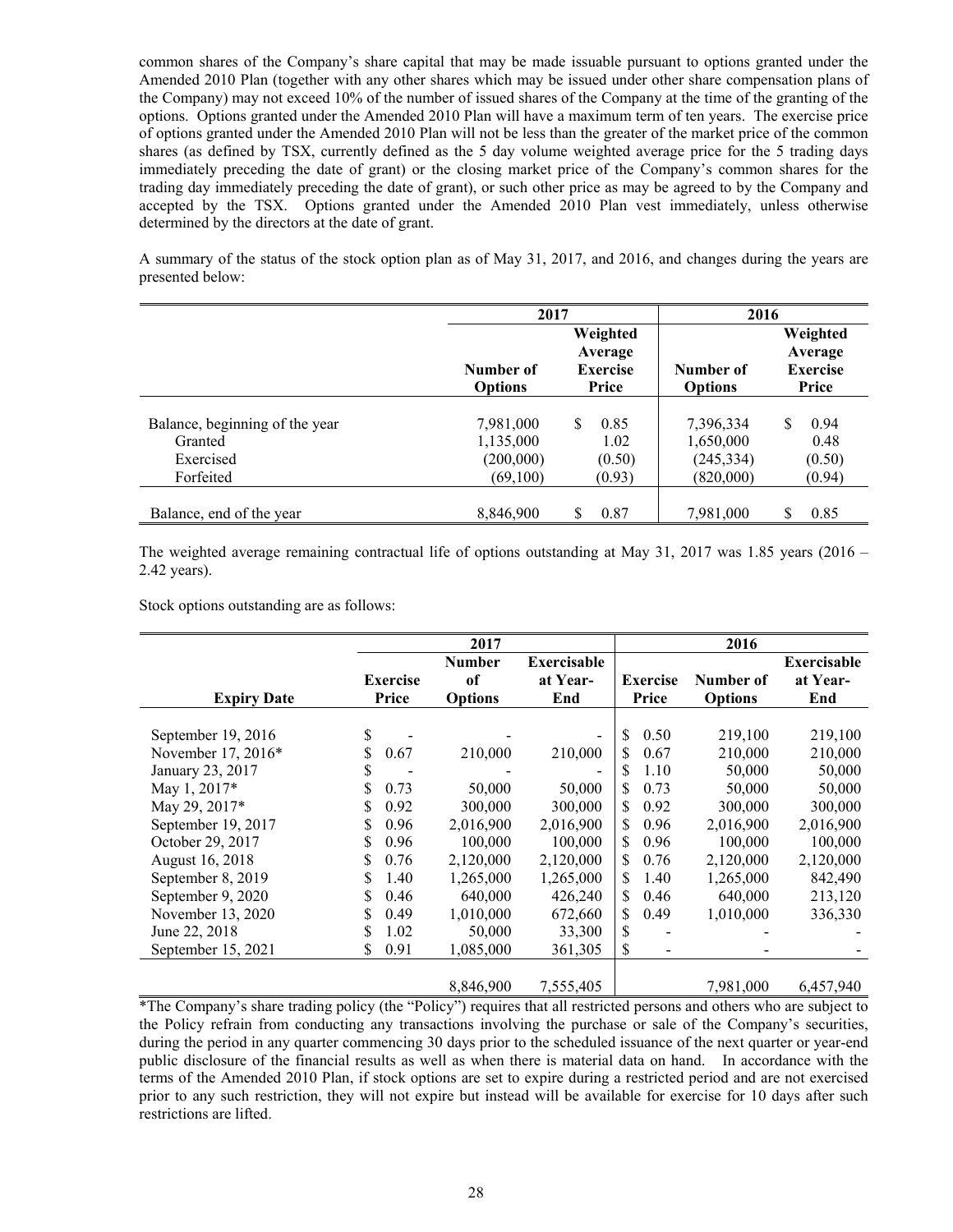common shares of the Company's share capital that may be made issuable pursuant to options granted under the Amended 2010 Plan (together with any other shares which may be issued under other share compensation plans of the Company) may not exceed 10% of the number of issued shares of the Company at the time of the granting of the options. Options granted under the Amended 2010 Plan will have a maximum term of ten years. The exercise price of options granted under the Amended 2010 Plan will not be less than the greater of the market price of the common shares (as defined by TSX, currently defined as the 5 day volume weighted average price for the 5 trading days immediately preceding the date of grant) or the closing market price of the Company's common shares for the trading day immediately preceding the date of grant), or such other price as may be agreed to by the Company and accepted by the TSX. Options granted under the Amended 2010 Plan vest immediately, unless otherwise determined by the directors at the date of grant.

A summary of the status of the stock option plan as of May 31, 2017, and 2016, and changes during the years are presented below:

| | 2017 | | 2016 | |
|---|---|---|---|---|
| | Number of Options | Weighted Average Exercise Price | Number of Options | Weighted Average Exercise Price |
| Balance, beginning of the year | 7,981,000 | $ 0.85 | 7,396,334 | $ 0.94 |
| Granted | 1,135,000 | 1.02 | 1,650,000 | 0.48 |
| Exercised | (200,000) | (0.50) | (245,334) | (0.50) |
| Forfeited | (69,100) | (0.93) | (820,000) | (0.94) |
| Balance, end of the year | 8,846,900 | $ 0.87 | 7,981,000 | $ 0.85 |

The weighted average remaining contractual life of options outstanding at May 31, 2017 was 1.85 years (2016 – 2.42 years).

Stock options outstanding are as follows:

| | 2017 | | | 2016 | | |
|---|---|---|---|---|---|---|
| Expiry Date | Exercise Price | Number of Options | Exercisable at Year-End | Exercise Price | Number of Options | Exercisable at Year-End |
| September 19, 2016 | $ - | - | - | $ 0.50 | 219,100 | 219,100 |
| November 17, 2016* | $ 0.67 | 210,000 | 210,000 | $ 0.67 | 210,000 | 210,000 |
| January 23, 2017 | $ - | - | - | $ 1.10 | 50,000 | 50,000 |
| May 1, 2017* | $ 0.73 | 50,000 | 50,000 | $ 0.73 | 50,000 | 50,000 |
| May 29, 2017* | $ 0.92 | 300,000 | 300,000 | $ 0.92 | 300,000 | 300,000 |
| September 19, 2017 | $ 0.96 | 2,016,900 | 2,016,900 | $ 0.96 | 2,016,900 | 2,016,900 |
| October 29, 2017 | $ 0.96 | 100,000 | 100,000 | $ 0.96 | 100,000 | 100,000 |
| August 16, 2018 | $ 0.76 | 2,120,000 | 2,120,000 | $ 0.76 | 2,120,000 | 2,120,000 |
| September 8, 2019 | $ 1.40 | 1,265,000 | 1,265,000 | $ 1.40 | 1,265,000 | 842,490 |
| September 9, 2020 | $ 0.46 | 640,000 | 426,240 | $ 0.46 | 640,000 | 213,120 |
| November 13, 2020 | $ 0.49 | 1,010,000 | 672,660 | $ 0.49 | 1,010,000 | 336,330 |
| June 22, 2018 | $ 1.02 | 50,000 | 33,300 | $ - | - | - |
| September 15, 2021 | $ 0.91 | 1,085,000 | 361,305 | $ - | - | - |
| | | 8,846,900 | 7,555,405 | | 7,981,000 | 6,457,940 |

*The Company's share trading policy (the "Policy") requires that all restricted persons and others who are subject to the Policy refrain from conducting any transactions involving the purchase or sale of the Company's securities, during the period in any quarter commencing 30 days prior to the scheduled issuance of the next quarter or year-end public disclosure of the financial results as well as when there is material data on hand. In accordance with the terms of the Amended 2010 Plan, if stock options are set to expire during a restricted period and are not exercised prior to any such restriction, they will not expire but instead will be available for exercise for 10 days after such restrictions are lifted.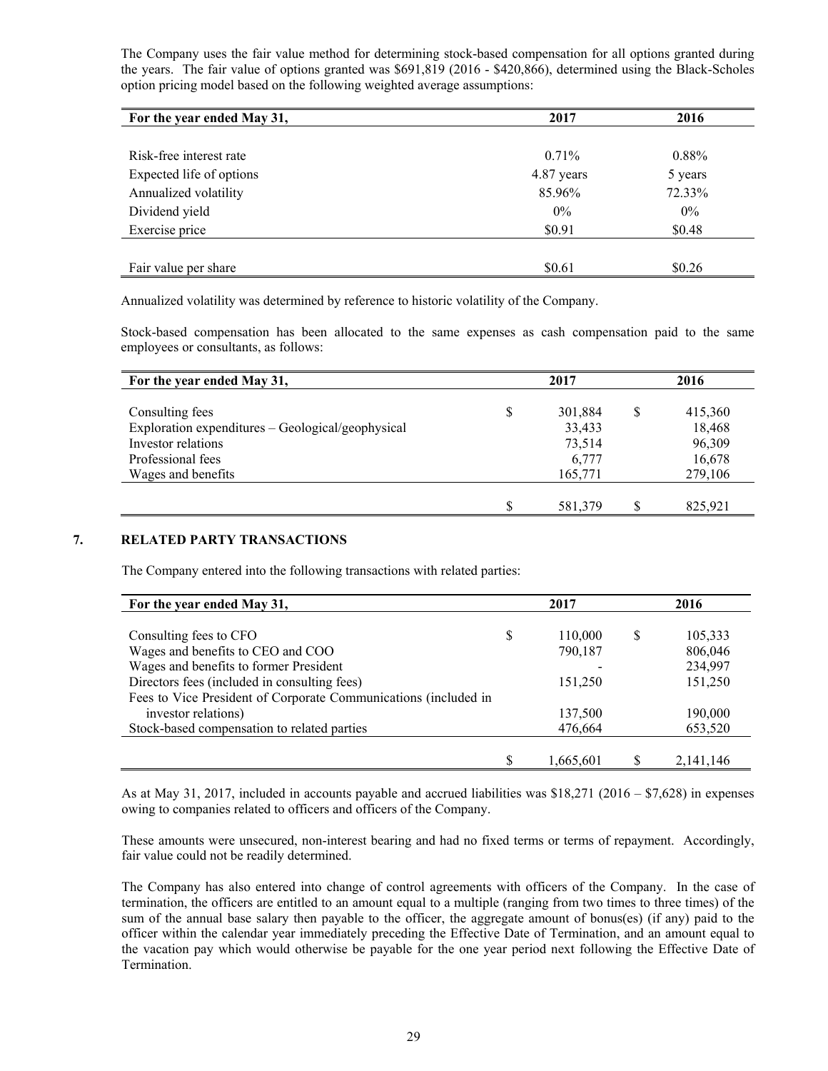The Company uses the fair value method for determining stock-based compensation for all options granted during the years. The fair value of options granted was $691,819 (2016 - $420,866), determined using the Black-Scholes option pricing model based on the following weighted average assumptions:

| For the year ended May 31, | 2017 | 2016 |
|---|---|---|
| Risk-free interest rate | 0.71% | 0.88% |
| Expected life of options | 4.87 years | 5 years |
| Annualized volatility | 85.96% | 72.33% |
| Dividend yield | 0% | 0% |
| Exercise price | $0.91 | $0.48 |
| Fair value per share | $0.61 | $0.26 |

Annualized volatility was determined by reference to historic volatility of the Company.

Stock-based compensation has been allocated to the same expenses as cash compensation paid to the same employees or consultants, as follows:

| For the year ended May 31, | 2017 | 2016 |
|---|---|---|
| Consulting fees | $ 301,884 | $ 415,360 |
| Exploration expenditures – Geological/geophysical | 33,433 | 18,468 |
| Investor relations | 73,514 | 96,309 |
| Professional fees | 6,777 | 16,678 |
| Wages and benefits | 165,771 | 279,106 |
| | $ 581,379 | $ 825,921 |

## 7. RELATED PARTY TRANSACTIONS

The Company entered into the following transactions with related parties:

| For the year ended May 31, | 2017 | 2016 |
|---|---|---|
| Consulting fees to CFO | $ 110,000 | $ 105,333 |
| Wages and benefits to CEO and COO | 790,187 | 806,046 |
| Wages and benefits to former President | - | 234,997 |
| Directors fees (included in consulting fees) | 151,250 | 151,250 |
| Fees to Vice President of Corporate Communications (included in investor relations) | 137,500 | 190,000 |
| Stock-based compensation to related parties | 476,664 | 653,520 |
| | $ 1,665,601 | $ 2,141,146 |

As at May 31, 2017, included in accounts payable and accrued liabilities was $18,271 (2016 – $7,628) in expenses owing to companies related to officers and officers of the Company.

These amounts were unsecured, non-interest bearing and had no fixed terms or terms of repayment. Accordingly, fair value could not be readily determined.

The Company has also entered into change of control agreements with officers of the Company. In the case of termination, the officers are entitled to an amount equal to a multiple (ranging from two times to three times) of the sum of the annual base salary then payable to the officer, the aggregate amount of bonus(es) (if any) paid to the officer within the calendar year immediately preceding the Effective Date of Termination, and an amount equal to the vacation pay which would otherwise be payable for the one year period next following the Effective Date of Termination.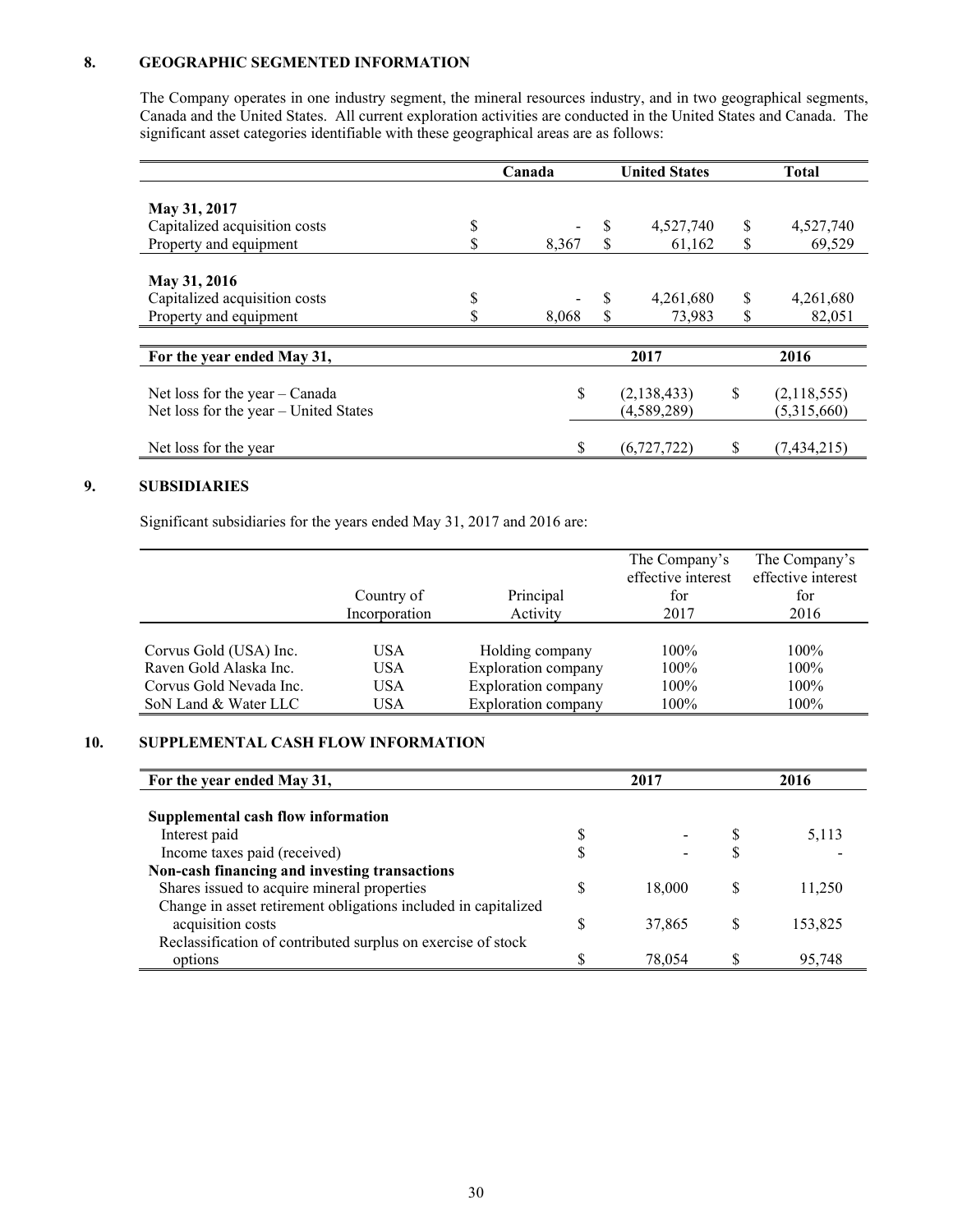## 8. GEOGRAPHIC SEGMENTED INFORMATION

The Company operates in one industry segment, the mineral resources industry, and in two geographical segments, Canada and the United States. All current exploration activities are conducted in the United States and Canada. The significant asset categories identifiable with these geographical areas are as follows:

| | Canada | United States | Total |
|---|---|---|---|
| **May 31, 2017** | | | |
| Capitalized acquisition costs | $ - | $ 4,527,740 | $ 4,527,740 |
| Property and equipment | $ 8,367 | $ 61,162 | $ 69,529 |
| **May 31, 2016** | | | |
| Capitalized acquisition costs | $ - | $ 4,261,680 | $ 4,261,680 |
| Property and equipment | $ 8,068 | $ 73,983 | $ 82,051 |

| For the year ended May 31, | 2017 | 2016 |
|---|---|---|
| Net loss for the year – Canada | $ (2,138,433) | $ (2,118,555) |
| Net loss for the year – United States | (4,589,289) | (5,315,660) |
| Net loss for the year | $ (6,727,722) | $ (7,434,215) |

## 9. SUBSIDIARIES

Significant subsidiaries for the years ended May 31, 2017 and 2016 are:

| | Country of Incorporation | Principal Activity | The Company's effective interest for 2017 | The Company's effective interest for 2016 |
|---|---|---|---|---|
| Corvus Gold (USA) Inc. | USA | Holding company | 100% | 100% |
| Raven Gold Alaska Inc. | USA | Exploration company | 100% | 100% |
| Corvus Gold Nevada Inc. | USA | Exploration company | 100% | 100% |
| SoN Land & Water LLC | USA | Exploration company | 100% | 100% |

## 10. SUPPLEMENTAL CASH FLOW INFORMATION

| For the year ended May 31, | 2017 | 2016 |
|---|---|---|
| **Supplemental cash flow information** | | |
| Interest paid | $ - | $ 5,113 |
| Income taxes paid (received) | $ - | $ - |
| **Non-cash financing and investing transactions** | | |
| Shares issued to acquire mineral properties | $ 18,000 | $ 11,250 |
| Change in asset retirement obligations included in capitalized acquisition costs | $ 37,865 | $ 153,825 |
| Reclassification of contributed surplus on exercise of stock options | $ 78,054 | $ 95,748 |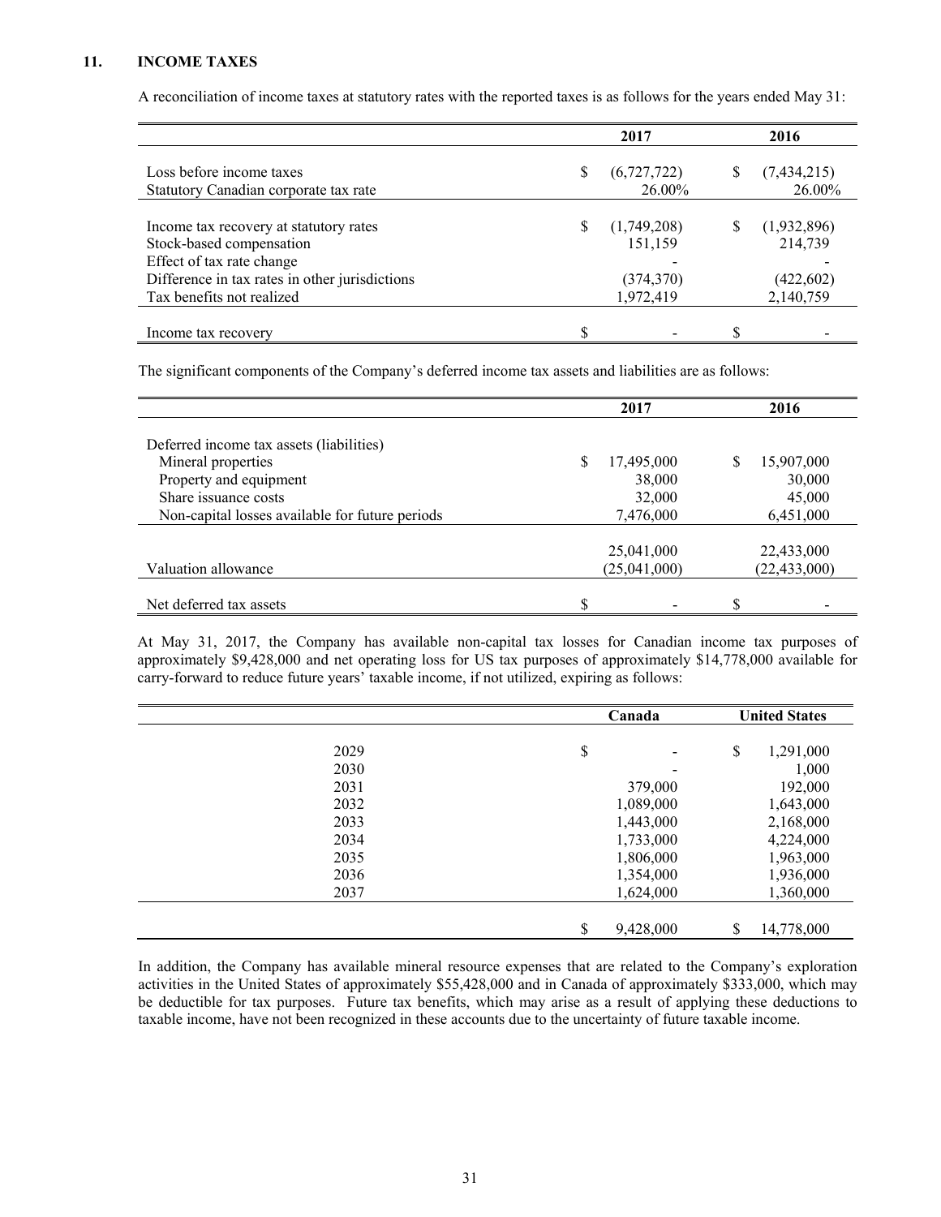## 11. INCOME TAXES

A reconciliation of income taxes at statutory rates with the reported taxes is as follows for the years ended May 31:

| | 2017 | 2016 |
|---|---|---|
| Loss before income taxes | $ (6,727,722) | $ (7,434,215) |
| Statutory Canadian corporate tax rate | 26.00% | 26.00% |
| Income tax recovery at statutory rates | $ (1,749,208) | $ (1,932,896) |
| Stock-based compensation | 151,159 | 214,739 |
| Effect of tax rate change | - | - |
| Difference in tax rates in other jurisdictions | (374,370) | (422,602) |
| Tax benefits not realized | 1,972,419 | 2,140,759 |
| Income tax recovery | $ - | $ - |

The significant components of the Company's deferred income tax assets and liabilities are as follows:

| | 2017 | 2016 |
|---|---|---|
| Deferred income tax assets (liabilities) | | |
| Mineral properties | $ 17,495,000 | $ 15,907,000 |
| Property and equipment | 38,000 | 30,000 |
| Share issuance costs | 32,000 | 45,000 |
| Non-capital losses available for future periods | 7,476,000 | 6,451,000 |
| | 25,041,000 | 22,433,000 |
| Valuation allowance | (25,041,000) | (22,433,000) |
| Net deferred tax assets | $ - | $ - |

At May 31, 2017, the Company has available non-capital tax losses for Canadian income tax purposes of approximately $9,428,000 and net operating loss for US tax purposes of approximately $14,778,000 available for carry-forward to reduce future years' taxable income, if not utilized, expiring as follows:

| | Canada | United States |
|---|---|---|
| 2029 | $ - | $ 1,291,000 |
| 2030 | - | 1,000 |
| 2031 | 379,000 | 192,000 |
| 2032 | 1,089,000 | 1,643,000 |
| 2033 | 1,443,000 | 2,168,000 |
| 2034 | 1,733,000 | 4,224,000 |
| 2035 | 1,806,000 | 1,963,000 |
| 2036 | 1,354,000 | 1,936,000 |
| 2037 | 1,624,000 | 1,360,000 |
| | $ 9,428,000 | $ 14,778,000 |

In addition, the Company has available mineral resource expenses that are related to the Company's exploration activities in the United States of approximately $55,428,000 and in Canada of approximately $333,000, which may be deductible for tax purposes. Future tax benefits, which may arise as a result of applying these deductions to taxable income, have not been recognized in these accounts due to the uncertainty of future taxable income.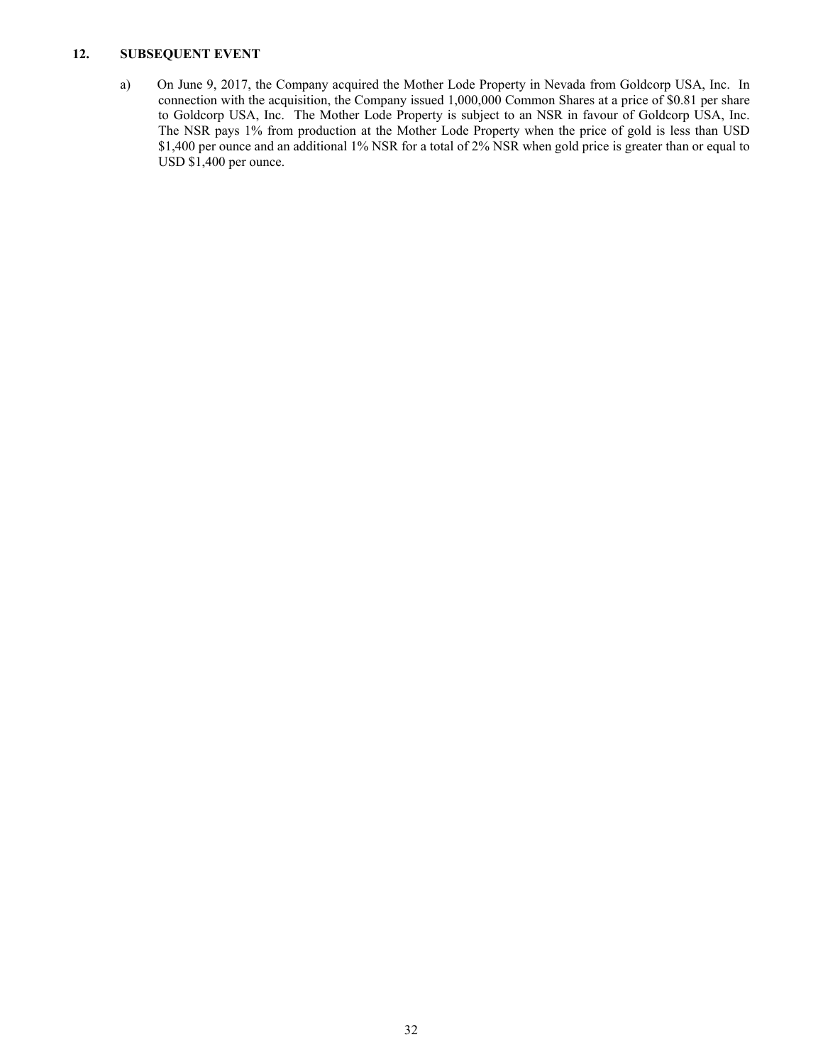## 12. SUBSEQUENT EVENT

a) On June 9, 2017, the Company acquired the Mother Lode Property in Nevada from Goldcorp USA, Inc. In connection with the acquisition, the Company issued 1,000,000 Common Shares at a price of $0.81 per share to Goldcorp USA, Inc. The Mother Lode Property is subject to an NSR in favour of Goldcorp USA, Inc. The NSR pays 1% from production at the Mother Lode Property when the price of gold is less than USD $1,400 per ounce and an additional 1% NSR for a total of 2% NSR when gold price is greater than or equal to USD $1,400 per ounce.